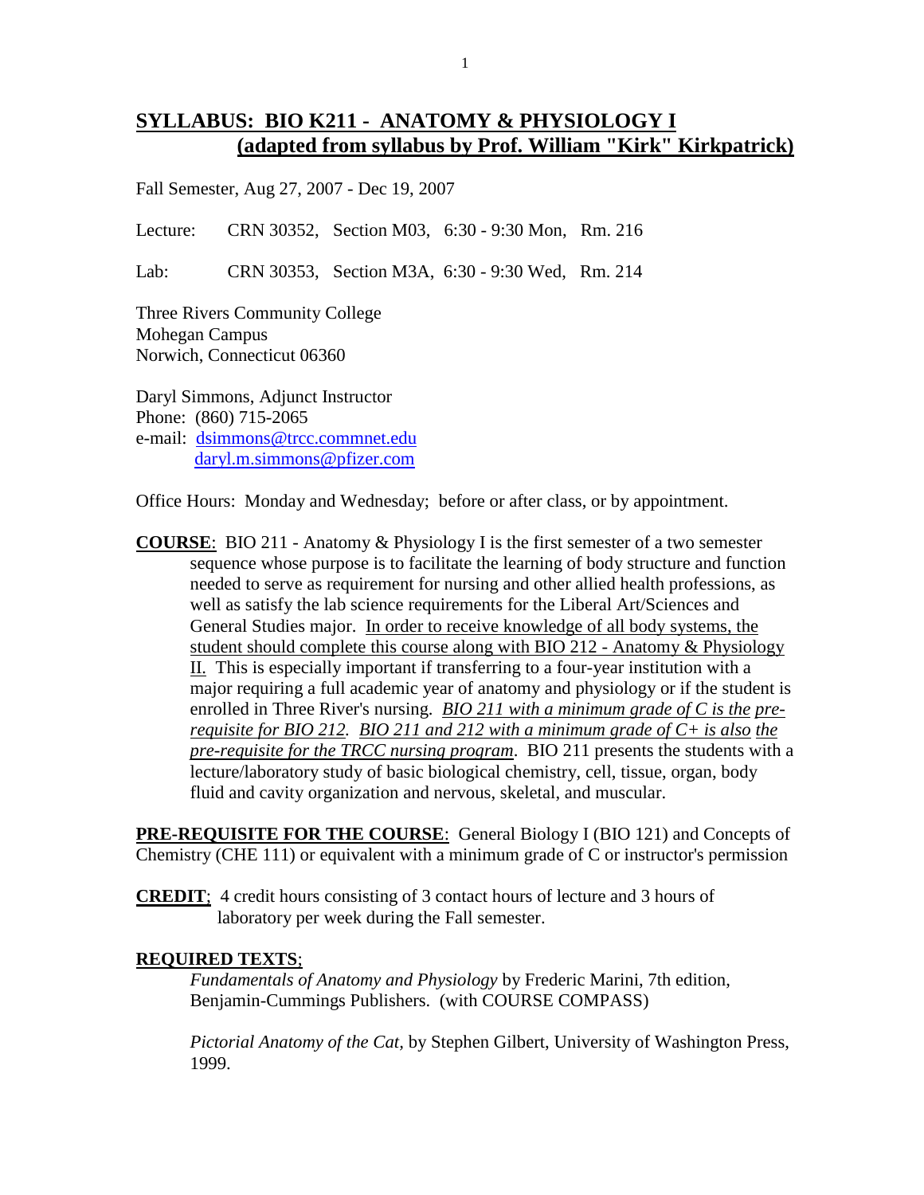# SYLLABUS: BIO K211 - ANATOMY & PHYSIOLOGY I
## (adapted from syllabus by Prof. William "Kirk" Kirkpatrick)

Fall Semester, Aug 27, 2007 - Dec 19, 2007

Lecture: CRN 30352, Section M03, 6:30 - 9:30 Mon, Rm. 216

Lab: CRN 30353, Section M3A, 6:30 - 9:30 Wed, Rm. 214

Three Rivers Community College
Mohegan Campus
Norwich, Connecticut 06360

Daryl Simmons, Adjunct Instructor
Phone: (860) 715-2065
e-mail: dsimmons@trcc.commnet.edu
daryl.m.simmons@pfizer.com

Office Hours: Monday and Wednesday; before or after class, or by appointment.

**COURSE**: BIO 211 - Anatomy & Physiology I is the first semester of a two semester sequence whose purpose is to facilitate the learning of body structure and function needed to serve as requirement for nursing and other allied health professions, as well as satisfy the lab science requirements for the Liberal Art/Sciences and General Studies major. In order to receive knowledge of all body systems, the student should complete this course along with BIO 212 - Anatomy & Physiology II. This is especially important if transferring to a four-year institution with a major requiring a full academic year of anatomy and physiology or if the student is enrolled in Three River's nursing. *BIO 211 with a minimum grade of C is the pre-requisite for BIO 212. BIO 211 and 212 with a minimum grade of C+ is also the pre-requisite for the TRCC nursing program*. BIO 211 presents the students with a lecture/laboratory study of basic biological chemistry, cell, tissue, organ, body fluid and cavity organization and nervous, skeletal, and muscular.

**PRE-REQUISITE FOR THE COURSE**: General Biology I (BIO 121) and Concepts of Chemistry (CHE 111) or equivalent with a minimum grade of C or instructor's permission

**CREDIT**; 4 credit hours consisting of 3 contact hours of lecture and 3 hours of laboratory per week during the Fall semester.

**REQUIRED TEXTS**;

*Fundamentals of Anatomy and Physiology* by Frederic Marini, 7th edition, Benjamin-Cummings Publishers. (with COURSE COMPASS)

*Pictorial Anatomy of the Cat*, by Stephen Gilbert, University of Washington Press, 1999.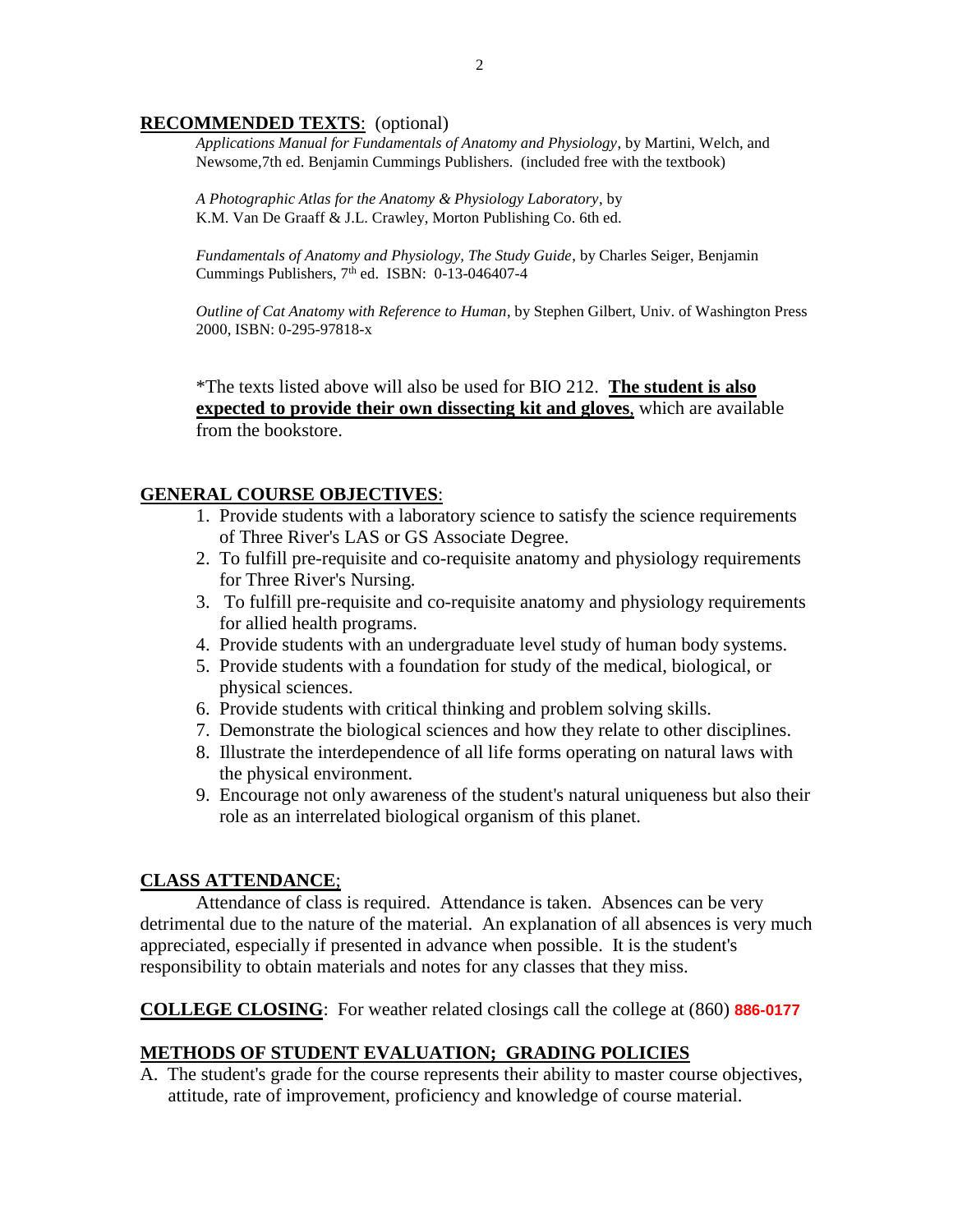**RECOMMENDED TEXTS**: (optional)

*Applications Manual for Fundamentals of Anatomy and Physiology*, by Martini, Welch, and Newsome,7th ed. Benjamin Cummings Publishers. (included free with the textbook)

*A Photographic Atlas for the Anatomy & Physiology Laboratory*, by K.M. Van De Graaff & J.L. Crawley, Morton Publishing Co. 6th ed.

*Fundamentals of Anatomy and Physiology, The Study Guide*, by Charles Seiger, Benjamin Cummings Publishers, 7th ed. ISBN: 0-13-046407-4

*Outline of Cat Anatomy with Reference to Human*, by Stephen Gilbert, Univ. of Washington Press 2000, ISBN: 0-295-97818-x

*The texts listed above will also be used for BIO 212. **The student is also expected to provide their own dissecting kit and gloves**, which are available from the bookstore.

**GENERAL COURSE OBJECTIVES**:

1. Provide students with a laboratory science to satisfy the science requirements of Three River's LAS or GS Associate Degree.
2. To fulfill pre-requisite and co-requisite anatomy and physiology requirements for Three River's Nursing.
3. To fulfill pre-requisite and co-requisite anatomy and physiology requirements for allied health programs.
4. Provide students with an undergraduate level study of human body systems.
5. Provide students with a foundation for study of the medical, biological, or physical sciences.
6. Provide students with critical thinking and problem solving skills.
7. Demonstrate the biological sciences and how they relate to other disciplines.
8. Illustrate the interdependence of all life forms operating on natural laws with the physical environment.
9. Encourage not only awareness of the student's natural uniqueness but also their role as an interrelated biological organism of this planet.

**CLASS ATTENDANCE**;

Attendance of class is required. Attendance is taken. Absences can be very detrimental due to the nature of the material. An explanation of all absences is very much appreciated, especially if presented in advance when possible. It is the student's responsibility to obtain materials and notes for any classes that they miss.

**COLLEGE CLOSING**: For weather related closings call the college at (860) **886-0177**

**METHODS OF STUDENT EVALUATION; GRADING POLICIES**

A. The student's grade for the course represents their ability to master course objectives, attitude, rate of improvement, proficiency and knowledge of course material.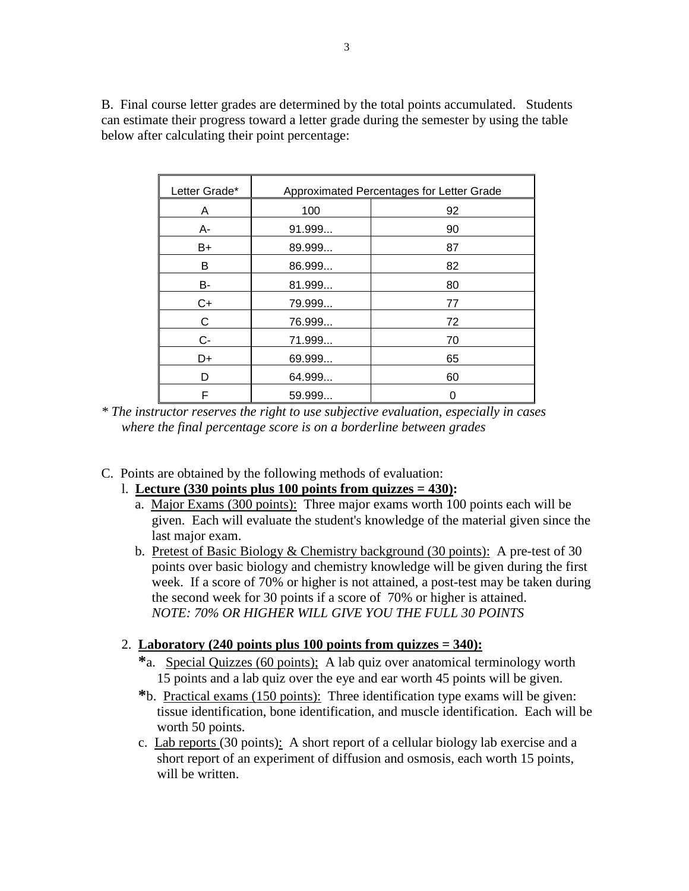B. Final course letter grades are determined by the total points accumulated. Students can estimate their progress toward a letter grade during the semester by using the table below after calculating their point percentage:

| Letter Grade* | Approximated Percentages for Letter Grade | |
|---|---|---|
| A | 100 | 92 |
| A- | 91.999... | 90 |
| B+ | 89.999... | 87 |
| B | 86.999... | 82 |
| B- | 81.999... | 80 |
| C+ | 79.999... | 77 |
| C | 76.999... | 72 |
| C- | 71.999... | 70 |
| D+ | 69.999... | 65 |
| D | 64.999... | 60 |
| F | 59.999... | 0 |

*\* The instructor reserves the right to use subjective evaluation, especially in cases where the final percentage score is on a borderline between grades*

C. Points are obtained by the following methods of evaluation:

1. **<u>Lecture (330 points plus 100 points from quizzes = 430)</u>:**
   a. <u>Major Exams (300 points):</u> Three major exams worth 100 points each will be given. Each will evaluate the student's knowledge of the material given since the last major exam.
   b. <u>Pretest of Basic Biology & Chemistry background (30 points):</u> A pre-test of 30 points over basic biology and chemistry knowledge will be given during the first week. If a score of 70% or higher is not attained, a post-test may be taken during the second week for 30 points if a score of 70% or higher is attained. *NOTE: 70% OR HIGHER WILL GIVE YOU THE FULL 30 POINTS*

2. **<u>Laboratory (240 points plus 100 points from quizzes = 340):</u>**
   **\***a. <u>Special Quizzes (60 points):</u> A lab quiz over anatomical terminology worth 15 points and a lab quiz over the eye and ear worth 45 points will be given.
   **\***b. <u>Practical exams (150 points):</u> Three identification type exams will be given: tissue identification, bone identification, and muscle identification. Each will be worth 50 points.
   c. <u>Lab reports</u> (30 points): A short report of a cellular biology lab exercise and a short report of an experiment of diffusion and osmosis, each worth 15 points, will be written.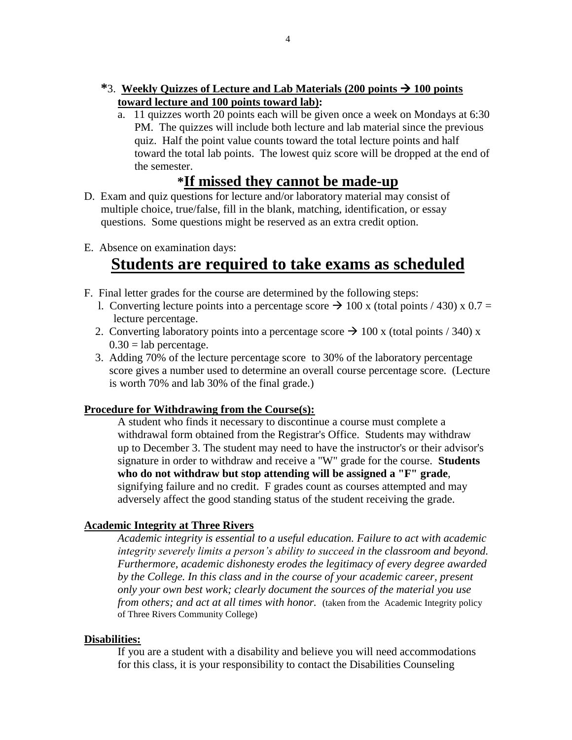**\*3. <u>Weekly Quizzes of Lecture and Lab Materials (200 points → 100 points toward lecture and 100 points toward lab)</u>:**

a. 11 quizzes worth 20 points each will be given once a week on Mondays at 6:30 PM. The quizzes will include both lecture and lab material since the previous quiz. Half the point value counts toward the total lecture points and half toward the total lab points. The lowest quiz score will be dropped at the end of the semester.

## \*<u>If missed they cannot be made-up</u>

D. Exam and quiz questions for lecture and/or laboratory material may consist of multiple choice, true/false, fill in the blank, matching, identification, or essay questions. Some questions might be reserved as an extra credit option.

E. Absence on examination days:

# <u>Students are required to take exams as scheduled</u>

F. Final letter grades for the course are determined by the following steps:

1. Converting lecture points into a percentage score → 100 x (total points / 430) x 0.7 = lecture percentage.
2. Converting laboratory points into a percentage score → 100 x (total points / 340) x 0.30 = lab percentage.
3. Adding 70% of the lecture percentage score to 30% of the laboratory percentage score gives a number used to determine an overall course percentage score. (Lecture is worth 70% and lab 30% of the final grade.)

**<u>Procedure for Withdrawing from the Course(s):</u>**

A student who finds it necessary to discontinue a course must complete a withdrawal form obtained from the Registrar's Office. Students may withdraw up to December 3. The student may need to have the instructor's or their advisor's signature in order to withdraw and receive a "W" grade for the course. **Students who do not withdraw but stop attending will be assigned a "F" grade**, signifying failure and no credit. F grades count as courses attempted and may adversely affect the good standing status of the student receiving the grade.

**<u>Academic Integrity at Three Rivers</u>**

*Academic integrity is essential to a useful education. Failure to act with academic integrity severely limits a person's ability to succeed in the classroom and beyond. Furthermore, academic dishonesty erodes the legitimacy of every degree awarded by the College. In this class and in the course of your academic career, present only your own best work; clearly document the sources of the material you use from others; and act at all times with honor.* (taken from the Academic Integrity policy of Three Rivers Community College)

**<u>Disabilities:</u>**

If you are a student with a disability and believe you will need accommodations for this class, it is your responsibility to contact the Disabilities Counseling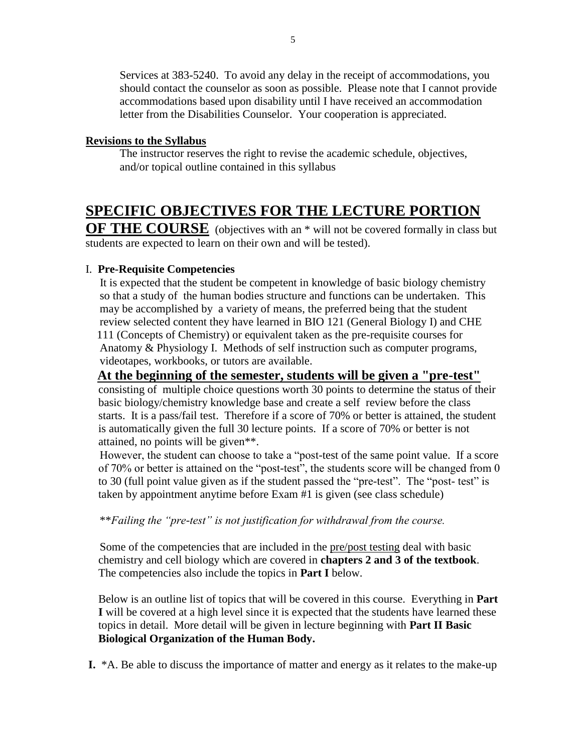Services at 383-5240. To avoid any delay in the receipt of accommodations, you should contact the counselor as soon as possible. Please note that I cannot provide accommodations based upon disability until I have received an accommodation letter from the Disabilities Counselor. Your cooperation is appreciated.

**Revisions to the Syllabus**

The instructor reserves the right to revise the academic schedule, objectives, and/or topical outline contained in this syllabus

## SPECIFIC OBJECTIVES FOR THE LECTURE PORTION OF THE COURSE

(objectives with an * will not be covered formally in class but students are expected to learn on their own and will be tested).

I. **Pre-Requisite Competencies**

It is expected that the student be competent in knowledge of basic biology chemistry so that a study of the human bodies structure and functions can be undertaken. This may be accomplished by a variety of means, the preferred being that the student review selected content they have learned in BIO 121 (General Biology I) and CHE 111 (Concepts of Chemistry) or equivalent taken as the pre-requisite courses for Anatomy & Physiology I. Methods of self instruction such as computer programs, videotapes, workbooks, or tutors are available.

**At the beginning of the semester, students will be given a "pre-test"** consisting of multiple choice questions worth 30 points to determine the status of their basic biology/chemistry knowledge base and create a self review before the class starts. It is a pass/fail test. Therefore if a score of 70% or better is attained, the student is automatically given the full 30 lecture points. If a score of 70% or better is not attained, no points will be given**.

However, the student can choose to take a "post-test of the same point value. If a score of 70% or better is attained on the "post-test", the students score will be changed from 0 to 30 (full point value given as if the student passed the "pre-test". The "post- test" is taken by appointment anytime before Exam #1 is given (see class schedule)

*\*\*Failing the "pre-test" is not justification for withdrawal from the course.*

Some of the competencies that are included in the pre/post testing deal with basic chemistry and cell biology which are covered in **chapters 2 and 3 of the textbook**. The competencies also include the topics in **Part I** below.

Below is an outline list of topics that will be covered in this course. Everything in **Part I** will be covered at a high level since it is expected that the students have learned these topics in detail. More detail will be given in lecture beginning with **Part II Basic Biological Organization of the Human Body.**

**I.** *A. Be able to discuss the importance of matter and energy as it relates to the make-up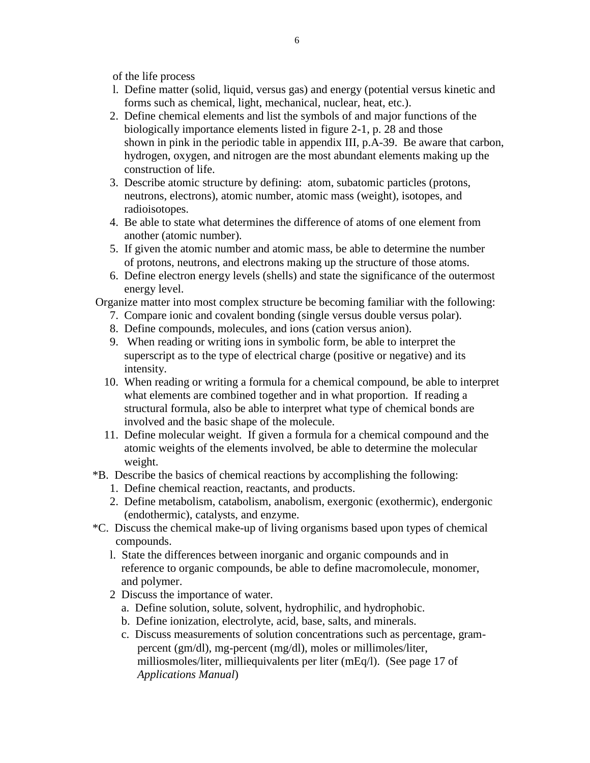of the life process

1. Define matter (solid, liquid, versus gas) and energy (potential versus kinetic and forms such as chemical, light, mechanical, nuclear, heat, etc.).
2. Define chemical elements and list the symbols of and major functions of the biologically importance elements listed in figure 2-1, p. 28 and those shown in pink in the periodic table in appendix III, p.A-39. Be aware that carbon, hydrogen, oxygen, and nitrogen are the most abundant elements making up the construction of life.
3. Describe atomic structure by defining: atom, subatomic particles (protons, neutrons, electrons), atomic number, atomic mass (weight), isotopes, and radioisotopes.
4. Be able to state what determines the difference of atoms of one element from another (atomic number).
5. If given the atomic number and atomic mass, be able to determine the number of protons, neutrons, and electrons making up the structure of those atoms.
6. Define electron energy levels (shells) and state the significance of the outermost energy level.

Organize matter into most complex structure be becoming familiar with the following:

7. Compare ionic and covalent bonding (single versus double versus polar).
8. Define compounds, molecules, and ions (cation versus anion).
9. When reading or writing ions in symbolic form, be able to interpret the superscript as to the type of electrical charge (positive or negative) and its intensity.
10. When reading or writing a formula for a chemical compound, be able to interpret what elements are combined together and in what proportion. If reading a structural formula, also be able to interpret what type of chemical bonds are involved and the basic shape of the molecule.
11. Define molecular weight. If given a formula for a chemical compound and the atomic weights of the elements involved, be able to determine the molecular weight.

*B. Describe the basics of chemical reactions by accomplishing the following:

1. Define chemical reaction, reactants, and products.
2. Define metabolism, catabolism, anabolism, exergonic (exothermic), endergonic (endothermic), catalysts, and enzyme.

*C. Discuss the chemical make-up of living organisms based upon types of chemical compounds.

1. State the differences between inorganic and organic compounds and in reference to organic compounds, be able to define macromolecule, monomer, and polymer.
2. Discuss the importance of water.
   a. Define solution, solute, solvent, hydrophilic, and hydrophobic.
   b. Define ionization, electrolyte, acid, base, salts, and minerals.
   c. Discuss measurements of solution concentrations such as percentage, gram-percent (gm/dl), mg-percent (mg/dl), moles or millimoles/liter, milliosmoles/liter, milliequivalents per liter (mEq/l). (See page 17 of *Applications Manual*)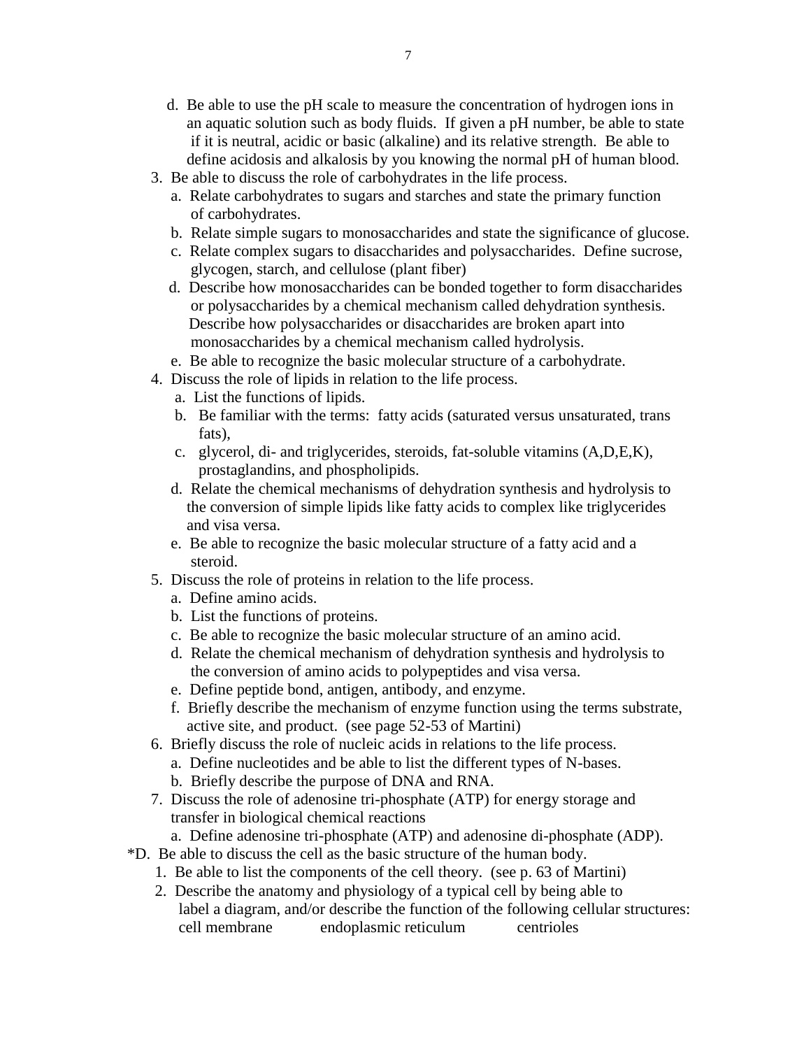d. Be able to use the pH scale to measure the concentration of hydrogen ions in an aquatic solution such as body fluids. If given a pH number, be able to state if it is neutral, acidic or basic (alkaline) and its relative strength. Be able to define acidosis and alkalosis by you knowing the normal pH of human blood.

3. Be able to discuss the role of carbohydrates in the life process.
   a. Relate carbohydrates to sugars and starches and state the primary function of carbohydrates.
   b. Relate simple sugars to monosaccharides and state the significance of glucose.
   c. Relate complex sugars to disaccharides and polysaccharides. Define sucrose, glycogen, starch, and cellulose (plant fiber)
   d. Describe how monosaccharides can be bonded together to form disaccharides or polysaccharides by a chemical mechanism called dehydration synthesis. Describe how polysaccharides or disaccharides are broken apart into monosaccharides by a chemical mechanism called hydrolysis.
   e. Be able to recognize the basic molecular structure of a carbohydrate.
4. Discuss the role of lipids in relation to the life process.
   a. List the functions of lipids.
   b. Be familiar with the terms: fatty acids (saturated versus unsaturated, trans fats),
   c. glycerol, di- and triglycerides, steroids, fat-soluble vitamins (A,D,E,K), prostaglandins, and phospholipids.
   d. Relate the chemical mechanisms of dehydration synthesis and hydrolysis to the conversion of simple lipids like fatty acids to complex like triglycerides and visa versa.
   e. Be able to recognize the basic molecular structure of a fatty acid and a steroid.
5. Discuss the role of proteins in relation to the life process.
   a. Define amino acids.
   b. List the functions of proteins.
   c. Be able to recognize the basic molecular structure of an amino acid.
   d. Relate the chemical mechanism of dehydration synthesis and hydrolysis to the conversion of amino acids to polypeptides and visa versa.
   e. Define peptide bond, antigen, antibody, and enzyme.
   f. Briefly describe the mechanism of enzyme function using the terms substrate, active site, and product. (see page 52-53 of Martini)
6. Briefly discuss the role of nucleic acids in relations to the life process.
   a. Define nucleotides and be able to list the different types of N-bases.
   b. Briefly describe the purpose of DNA and RNA.
7. Discuss the role of adenosine tri-phosphate (ATP) for energy storage and transfer in biological chemical reactions
   a. Define adenosine tri-phosphate (ATP) and adenosine di-phosphate (ADP).

*D. Be able to discuss the cell as the basic structure of the human body.

1. Be able to list the components of the cell theory. (see p. 63 of Martini)
2. Describe the anatomy and physiology of a typical cell by being able to label a diagram, and/or describe the function of the following cellular structures:

   cell membrane　　　endoplasmic reticulum　　　centrioles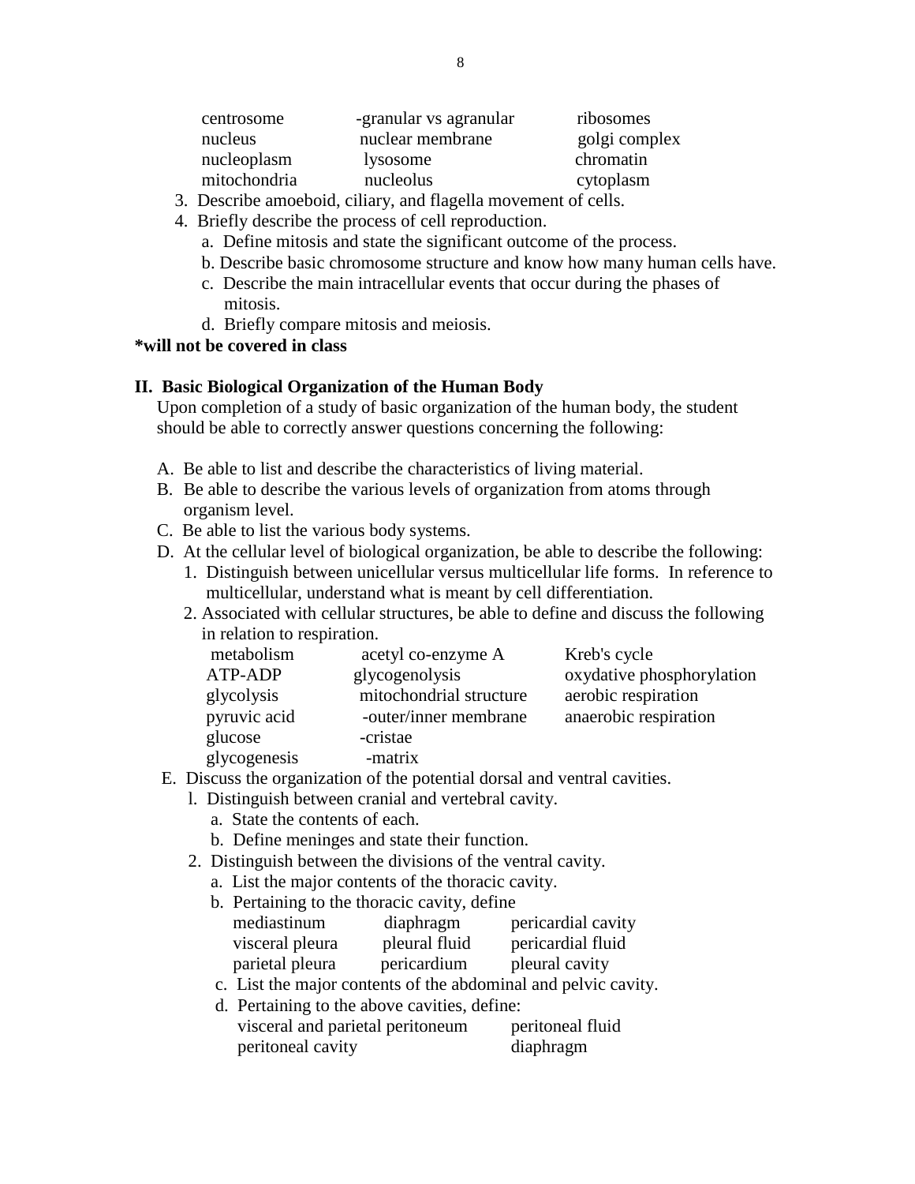| | | |
|---|---|---|
| centrosome | -granular vs agranular | ribosomes |
| nucleus | nuclear membrane | golgi complex |
| nucleoplasm | lysosome | chromatin |
| mitochondria | nucleolus | cytoplasm |

3. Describe amoeboid, ciliary, and flagella movement of cells.
4. Briefly describe the process of cell reproduction.
   a. Define mitosis and state the significant outcome of the process.
   b. Describe basic chromosome structure and know how many human cells have.
   c. Describe the main intracellular events that occur during the phases of mitosis.
   d. Briefly compare mitosis and meiosis.

**\*will not be covered in class**

## II. Basic Biological Organization of the Human Body

Upon completion of a study of basic organization of the human body, the student should be able to correctly answer questions concerning the following:

A. Be able to list and describe the characteristics of living material.
B. Be able to describe the various levels of organization from atoms through organism level.
C. Be able to list the various body systems.
D. At the cellular level of biological organization, be able to describe the following:
   1. Distinguish between unicellular versus multicellular life forms. In reference to multicellular, understand what is meant by cell differentiation.
   2. Associated with cellular structures, be able to define and discuss the following in relation to respiration.

| | | |
|---|---|---|
| metabolism | acetyl co-enzyme A | Kreb's cycle |
| ATP-ADP | glycogenolysis | oxydative phosphorylation |
| glycolysis | mitochondrial structure | aerobic respiration |
| pyruvic acid | -outer/inner membrane | anaerobic respiration |
| glucose | -cristae | |
| glycogenesis | -matrix | |

E. Discuss the organization of the potential dorsal and ventral cavities.
   1. Distinguish between cranial and vertebral cavity.
      a. State the contents of each.
      b. Define meninges and state their function.
   2. Distinguish between the divisions of the ventral cavity.
      a. List the major contents of the thoracic cavity.
      b. Pertaining to the thoracic cavity, define

| | | |
|---|---|---|
| mediastinum | diaphragm | pericardial cavity |
| visceral pleura | pleural fluid | pericardial fluid |
| parietal pleura | pericardium | pleural cavity |

      c. List the major contents of the abdominal and pelvic cavity.
      d. Pertaining to the above cavities, define:

| | |
|---|---|
| visceral and parietal peritoneum | peritoneal fluid |
| peritoneal cavity | diaphragm |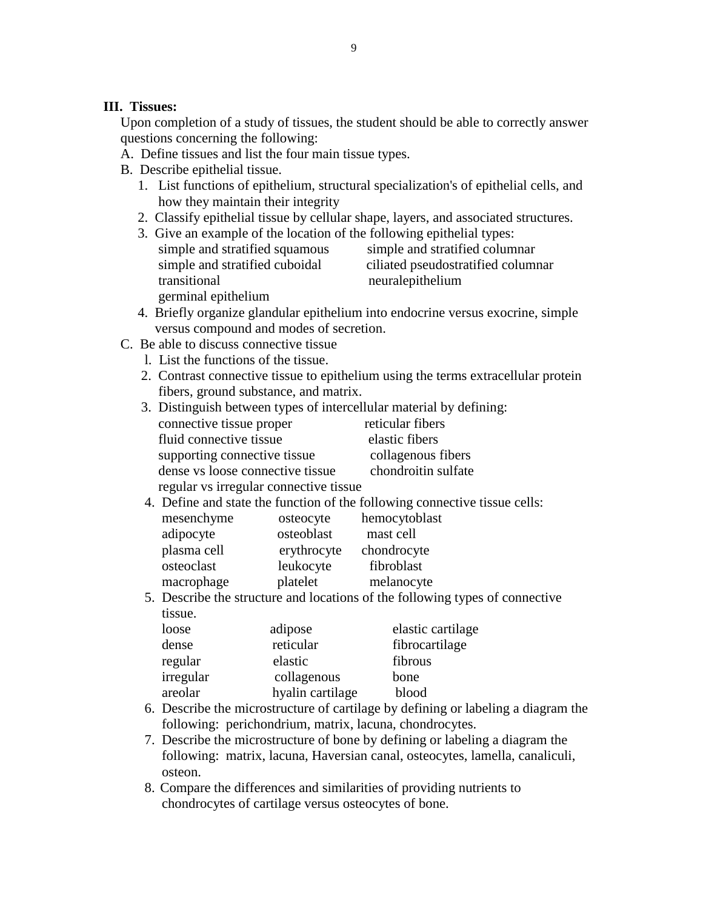## III. Tissues:

Upon completion of a study of tissues, the student should be able to correctly answer questions concerning the following:

A. Define tissues and list the four main tissue types.

B. Describe epithelial tissue.

1. List functions of epithelium, structural specialization's of epithelial cells, and how they maintain their integrity
2. Classify epithelial tissue by cellular shape, layers, and associated structures.
3. Give an example of the location of the following epithelial types:

| | |
|---|---|
| simple and stratified squamous | simple and stratified columnar |
| simple and stratified cuboidal | ciliated pseudostratified columnar |
| transitional | neuralepithelium |
| germinal epithelium | |

4. Briefly organize glandular epithelium into endocrine versus exocrine, simple versus compound and modes of secretion.

C. Be able to discuss connective tissue

1. List the functions of the tissue.
2. Contrast connective tissue to epithelium using the terms extracellular protein fibers, ground substance, and matrix.
3. Distinguish between types of intercellular material by defining:

| | |
|---|---|
| connective tissue proper | reticular fibers |
| fluid connective tissue | elastic fibers |
| supporting connective tissue | collagenous fibers |
| dense vs loose connective tissue | chondroitin sulfate |
| regular vs irregular connective tissue | |

4. Define and state the function of the following connective tissue cells:

| | | |
|---|---|---|
| mesenchyme | osteocyte | hemocytoblast |
| adipocyte | osteoblast | mast cell |
| plasma cell | erythrocyte | chondrocyte |
| osteoclast | leukocyte | fibroblast |
| macrophage | platelet | melanocyte |

5. Describe the structure and locations of the following types of connective tissue.

| | | |
|---|---|---|
| loose | adipose | elastic cartilage |
| dense | reticular | fibrocartilage |
| regular | elastic | fibrous |
| irregular | collagenous | bone |
| areolar | hyalin cartilage | blood |

6. Describe the microstructure of cartilage by defining or labeling a diagram the following: perichondrium, matrix, lacuna, chondrocytes.
7. Describe the microstructure of bone by defining or labeling a diagram the following: matrix, lacuna, Haversian canal, osteocytes, lamella, canaliculi, osteon.
8. Compare the differences and similarities of providing nutrients to chondrocytes of cartilage versus osteocytes of bone.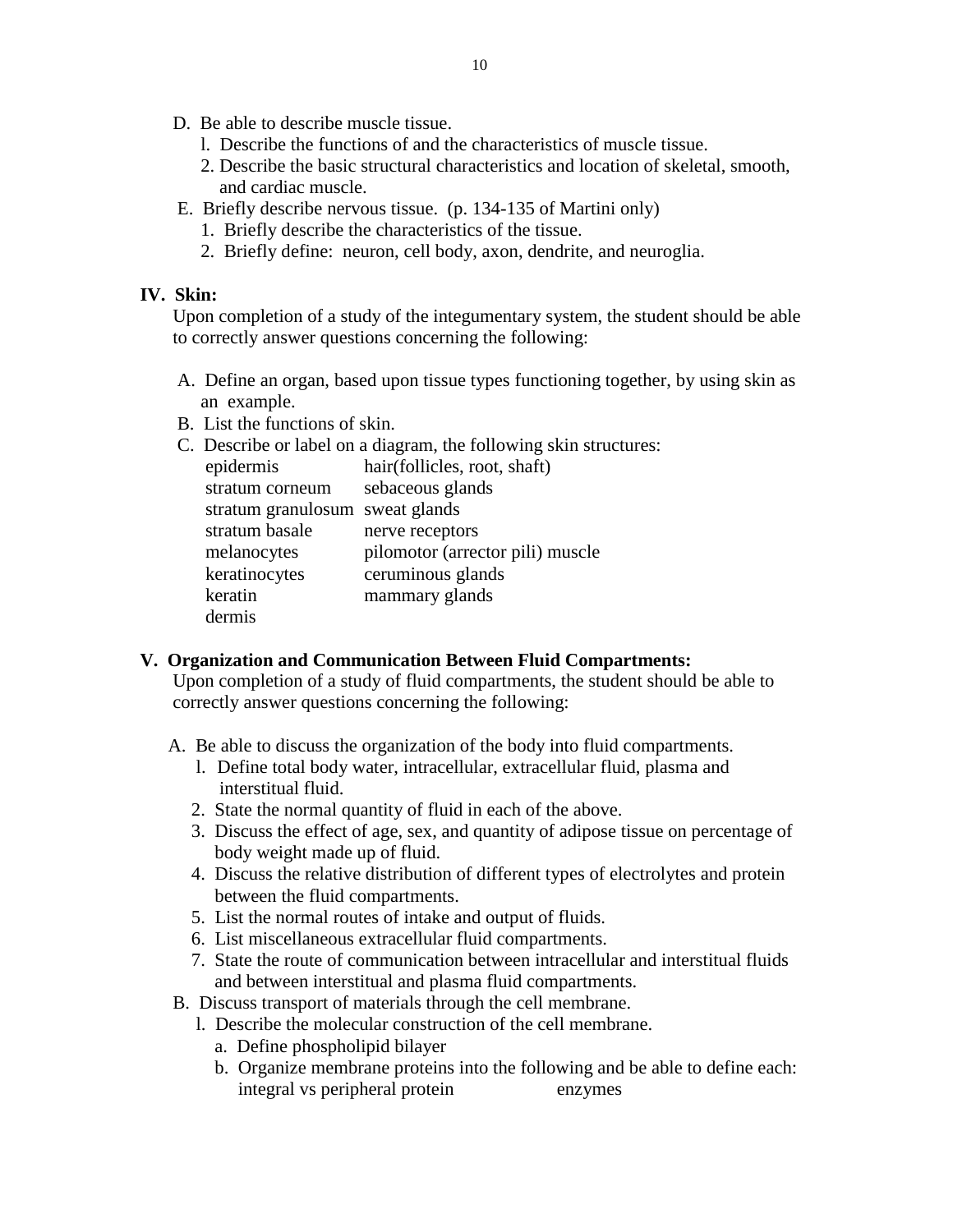D. Be able to describe muscle tissue.
   1. Describe the functions of and the characteristics of muscle tissue.
   2. Describe the basic structural characteristics and location of skeletal, smooth, and cardiac muscle.

E. Briefly describe nervous tissue. (p. 134-135 of Martini only)
   1. Briefly describe the characteristics of the tissue.
   2. Briefly define: neuron, cell body, axon, dendrite, and neuroglia.

## IV. Skin:

Upon completion of a study of the integumentary system, the student should be able to correctly answer questions concerning the following:

A. Define an organ, based upon tissue types functioning together, by using skin as an example.

B. List the functions of skin.

C. Describe or label on a diagram, the following skin structures:

| | |
|---|---|
| epidermis | hair(follicles, root, shaft) |
| stratum corneum | sebaceous glands |
| stratum granulosum | sweat glands |
| stratum basale | nerve receptors |
| melanocytes | pilomotor (arrector pili) muscle |
| keratinocytes | ceruminous glands |
| keratin | mammary glands |
| dermis | |

## V. Organization and Communication Between Fluid Compartments:

Upon completion of a study of fluid compartments, the student should be able to correctly answer questions concerning the following:

A. Be able to discuss the organization of the body into fluid compartments.
   1. Define total body water, intracellular, extracellular fluid, plasma and interstitial fluid.
   2. State the normal quantity of fluid in each of the above.
   3. Discuss the effect of age, sex, and quantity of adipose tissue on percentage of body weight made up of fluid.
   4. Discuss the relative distribution of different types of electrolytes and protein between the fluid compartments.
   5. List the normal routes of intake and output of fluids.
   6. List miscellaneous extracellular fluid compartments.
   7. State the route of communication between intracellular and interstitial fluids and between interstitial and plasma fluid compartments.

B. Discuss transport of materials through the cell membrane.
   1. Describe the molecular construction of the cell membrane.
      a. Define phospholipid bilayer
      b. Organize membrane proteins into the following and be able to define each:
         integral vs peripheral protein     enzymes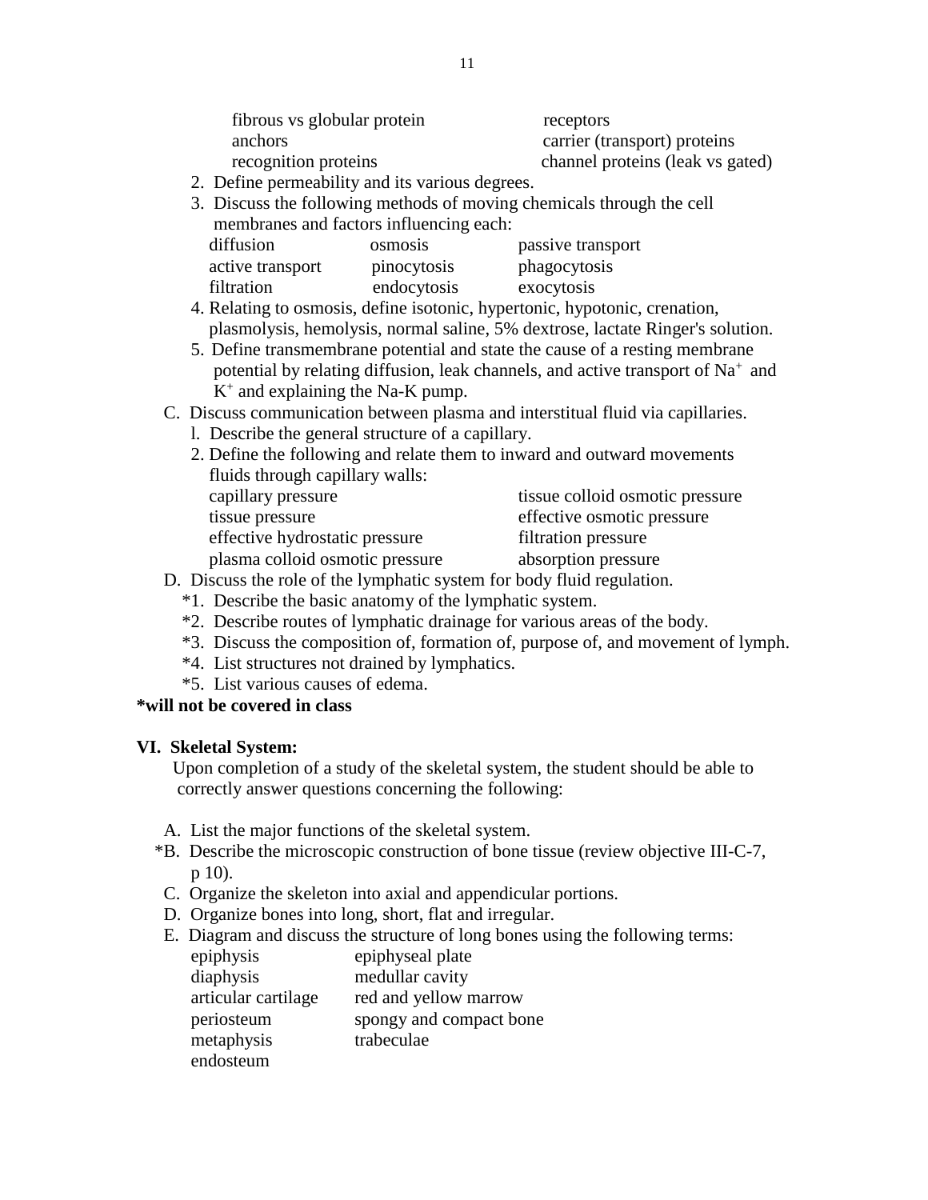fibrous vs globular protein
anchors
recognition proteins
receptors
carrier (transport) proteins
channel proteins (leak vs gated)

2. Define permeability and its various degrees.
3. Discuss the following methods of moving chemicals through the cell membranes and factors influencing each:

   diffusion
   osmosis
   passive transport
   active transport
   pinocytosis
   phagocytosis
   filtration
   endocytosis
   exocytosis

4. Relating to osmosis, define isotonic, hypertonic, hypotonic, crenation, plasmolysis, hemolysis, normal saline, 5% dextrose, lactate Ringer's solution.
5. Define transmembrane potential and state the cause of a resting membrane potential by relating diffusion, leak channels, and active transport of $Na^+$ and $K^+$ and explaining the Na-K pump.

C. Discuss communication between plasma and interstitual fluid via capillaries.

1. Describe the general structure of a capillary.
2. Define the following and relate them to inward and outward movements fluids through capillary walls:

   capillary pressure
   tissue pressure
   effective hydrostatic pressure
   plasma colloid osmotic pressure
   tissue colloid osmotic pressure
   effective osmotic pressure
   filtration pressure
   absorption pressure

D. Discuss the role of the lymphatic system for body fluid regulation.

*1. Describe the basic anatomy of the lymphatic system.
*2. Describe routes of lymphatic drainage for various areas of the body.
*3. Discuss the composition of, formation of, purpose of, and movement of lymph.
*4. List structures not drained by lymphatics.
*5. List various causes of edema.

**\*will not be covered in class**

## VI. Skeletal System:

Upon completion of a study of the skeletal system, the student should be able to correctly answer questions concerning the following:

A. List the major functions of the skeletal system.
*B. Describe the microscopic construction of bone tissue (review objective III-C-7, p 10).
C. Organize the skeleton into axial and appendicular portions.
D. Organize bones into long, short, flat and irregular.
E. Diagram and discuss the structure of long bones using the following terms:

   epiphysis
   diaphysis
   articular cartilage
   periosteum
   metaphysis
   endosteum
   epiphyseal plate
   medullar cavity
   red and yellow marrow
   spongy and compact bone
   trabeculae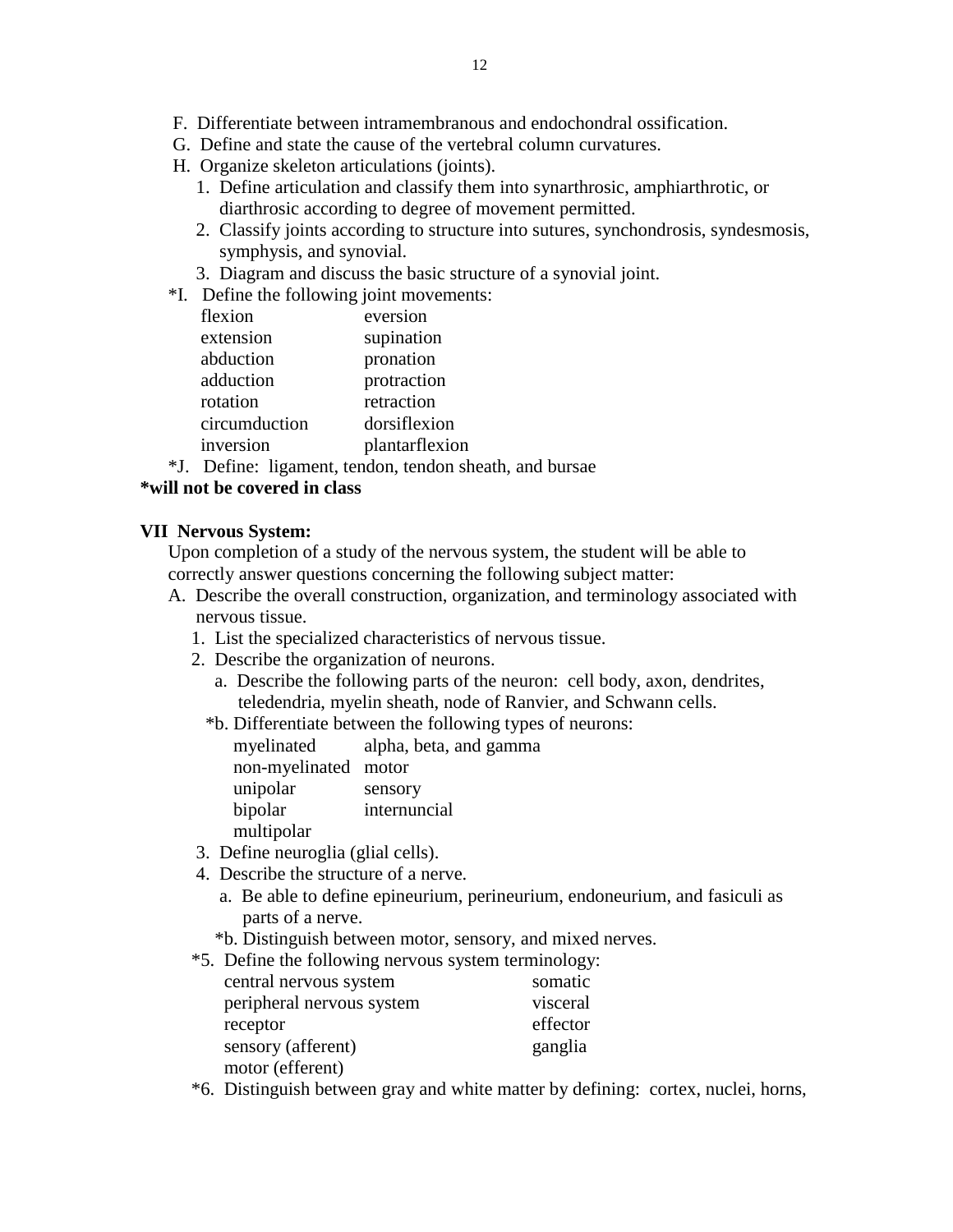F. Differentiate between intramembranous and endochondral ossification.
G. Define and state the cause of the vertebral column curvatures.
H. Organize skeleton articulations (joints).
   1. Define articulation and classify them into synarthrosic, amphiarthrotic, or diarthrosic according to degree of movement permitted.
   2. Classify joints according to structure into sutures, synchondrosis, syndesmosis, symphysis, and synovial.
   3. Diagram and discuss the basic structure of a synovial joint.

*I. Define the following joint movements:

| | |
|---|---|
| flexion | eversion |
| extension | supination |
| abduction | pronation |
| adduction | protraction |
| rotation | retraction |
| circumduction | dorsiflexion |
| inversion | plantarflexion |

*J. Define: ligament, tendon, tendon sheath, and bursae

**\*will not be covered in class**

**VII Nervous System:**

Upon completion of a study of the nervous system, the student will be able to correctly answer questions concerning the following subject matter:

A. Describe the overall construction, organization, and terminology associated with nervous tissue.
   1. List the specialized characteristics of nervous tissue.
   2. Describe the organization of neurons.
      a. Describe the following parts of the neuron: cell body, axon, dendrites, teledendria, myelin sheath, node of Ranvier, and Schwann cells.
      *b. Differentiate between the following types of neurons:

| | |
|---|---|
| myelinated | alpha, beta, and gamma |
| non-myelinated | motor |
| unipolar | sensory |
| bipolar | internuncial |
| multipolar | |

   3. Define neuroglia (glial cells).
   4. Describe the structure of a nerve.
      a. Be able to define epineurium, perineurium, endoneurium, and fasiculi as parts of a nerve.
      *b. Distinguish between motor, sensory, and mixed nerves.

   *5. Define the following nervous system terminology:

| | |
|---|---|
| central nervous system | somatic |
| peripheral nervous system | visceral |
| receptor | effector |
| sensory (afferent) | ganglia |
| motor (efferent) | |

   *6. Distinguish between gray and white matter by defining: cortex, nuclei, horns,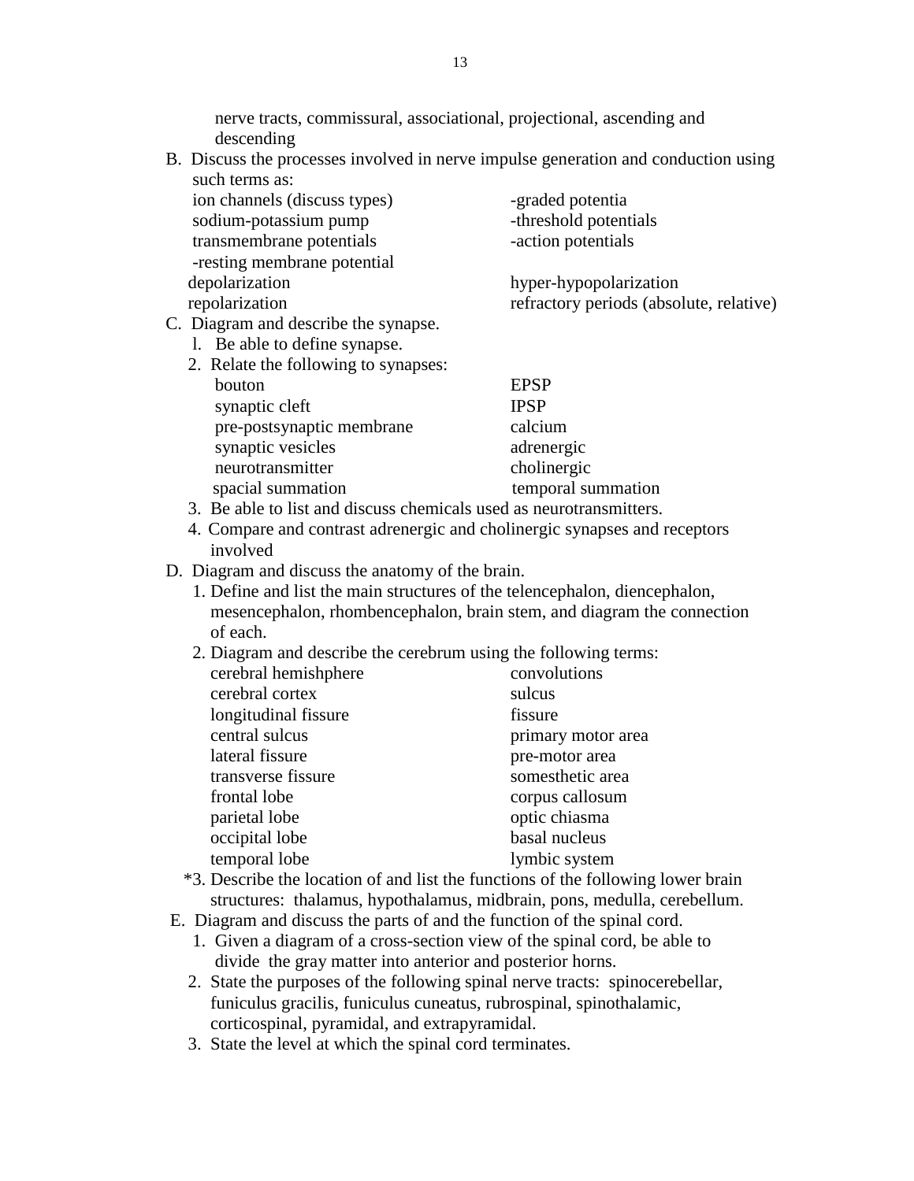nerve tracts, commissural, associational, projectional, ascending and descending

B. Discuss the processes involved in nerve impulse generation and conduction using such terms as:

| | |
|---|---|
| ion channels (discuss types) | -graded potentia |
| sodium-potassium pump | -threshold potentials |
| transmembrane potentials | -action potentials |
| -resting membrane potential | |
| depolarization | hyper-hypopolarization |
| repolarization | refractory periods (absolute, relative) |

C. Diagram and describe the synapse.

1. Be able to define synapse.
2. Relate the following to synapses:

| | |
|---|---|
| bouton | EPSP |
| synaptic cleft | IPSP |
| pre-postsynaptic membrane | calcium |
| synaptic vesicles | adrenergic |
| neurotransmitter | cholinergic |
| spacial summation | temporal summation |

3. Be able to list and discuss chemicals used as neurotransmitters.
4. Compare and contrast adrenergic and cholinergic synapses and receptors involved

D. Diagram and discuss the anatomy of the brain.

1. Define and list the main structures of the telencephalon, diencephalon, mesencephalon, rhombencephalon, brain stem, and diagram the connection of each.
2. Diagram and describe the cerebrum using the following terms:

| | |
|---|---|
| cerebral hemishphere | convolutions |
| cerebral cortex | sulcus |
| longitudinal fissure | fissure |
| central sulcus | primary motor area |
| lateral fissure | pre-motor area |
| transverse fissure | somesthetic area |
| frontal lobe | corpus callosum |
| parietal lobe | optic chiasma |
| occipital lobe | basal nucleus |
| temporal lobe | lymbic system |

*3. Describe the location of and list the functions of the following lower brain structures: thalamus, hypothalamus, midbrain, pons, medulla, cerebellum.

E. Diagram and discuss the parts of and the function of the spinal cord.

1. Given a diagram of a cross-section view of the spinal cord, be able to divide the gray matter into anterior and posterior horns.
2. State the purposes of the following spinal nerve tracts: spinocerebellar, funiculus gracilis, funiculus cuneatus, rubrospinal, spinothalamic, corticospinal, pyramidal, and extrapyramidal.
3. State the level at which the spinal cord terminates.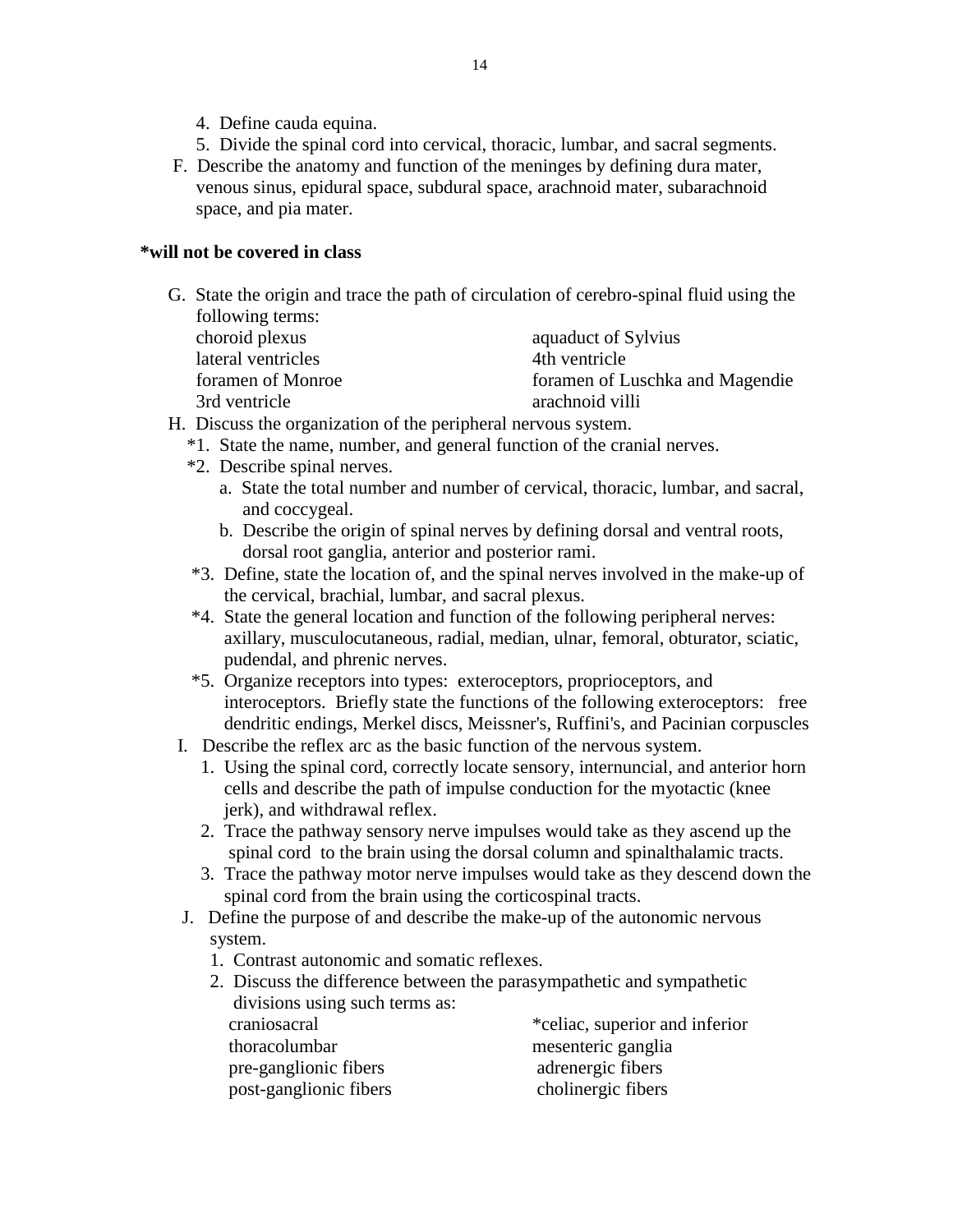4. Define cauda equina.
5. Divide the spinal cord into cervical, thoracic, lumbar, and sacral segments.

F. Describe the anatomy and function of the meninges by defining dura mater, venous sinus, epidural space, subdural space, arachnoid mater, subarachnoid space, and pia mater.

**\*will not be covered in class**

G. State the origin and trace the path of circulation of cerebro-spinal fluid using the following terms:

| | |
|---|---|
| choroid plexus | aquaduct of Sylvius |
| lateral ventricles | 4th ventricle |
| foramen of Monroe | foramen of Luschka and Magendie |
| 3rd ventricle | arachnoid villi |

H. Discuss the organization of the peripheral nervous system.
   *1. State the name, number, and general function of the cranial nerves.
   *2. Describe spinal nerves.
      a. State the total number and number of cervical, thoracic, lumbar, and sacral, and coccygeal.
      b. Describe the origin of spinal nerves by defining dorsal and ventral roots, dorsal root ganglia, anterior and posterior rami.
   *3. Define, state the location of, and the spinal nerves involved in the make-up of the cervical, brachial, lumbar, and sacral plexus.
   *4. State the general location and function of the following peripheral nerves: axillary, musculocutaneous, radial, median, ulnar, femoral, obturator, sciatic, pudendal, and phrenic nerves.
   *5. Organize receptors into types: exteroceptors, proprioceptors, and interoceptors. Briefly state the functions of the following exteroceptors: free dendritic endings, Merkel discs, Meissner's, Ruffini's, and Pacinian corpuscles

I. Describe the reflex arc as the basic function of the nervous system.
   1. Using the spinal cord, correctly locate sensory, internuncial, and anterior horn cells and describe the path of impulse conduction for the myotactic (knee jerk), and withdrawal reflex.
   2. Trace the pathway sensory nerve impulses would take as they ascend up the spinal cord to the brain using the dorsal column and spinalthalamic tracts.
   3. Trace the pathway motor nerve impulses would take as they descend down the spinal cord from the brain using the corticospinal tracts.

J. Define the purpose of and describe the make-up of the autonomic nervous system.
   1. Contrast autonomic and somatic reflexes.
   2. Discuss the difference between the parasympathetic and sympathetic divisions using such terms as:

| | |
|---|---|
| craniosacral | *celiac, superior and inferior |
| thoracolumbar | mesenteric ganglia |
| pre-ganglionic fibers | adrenergic fibers |
| post-ganglionic fibers | cholinergic fibers |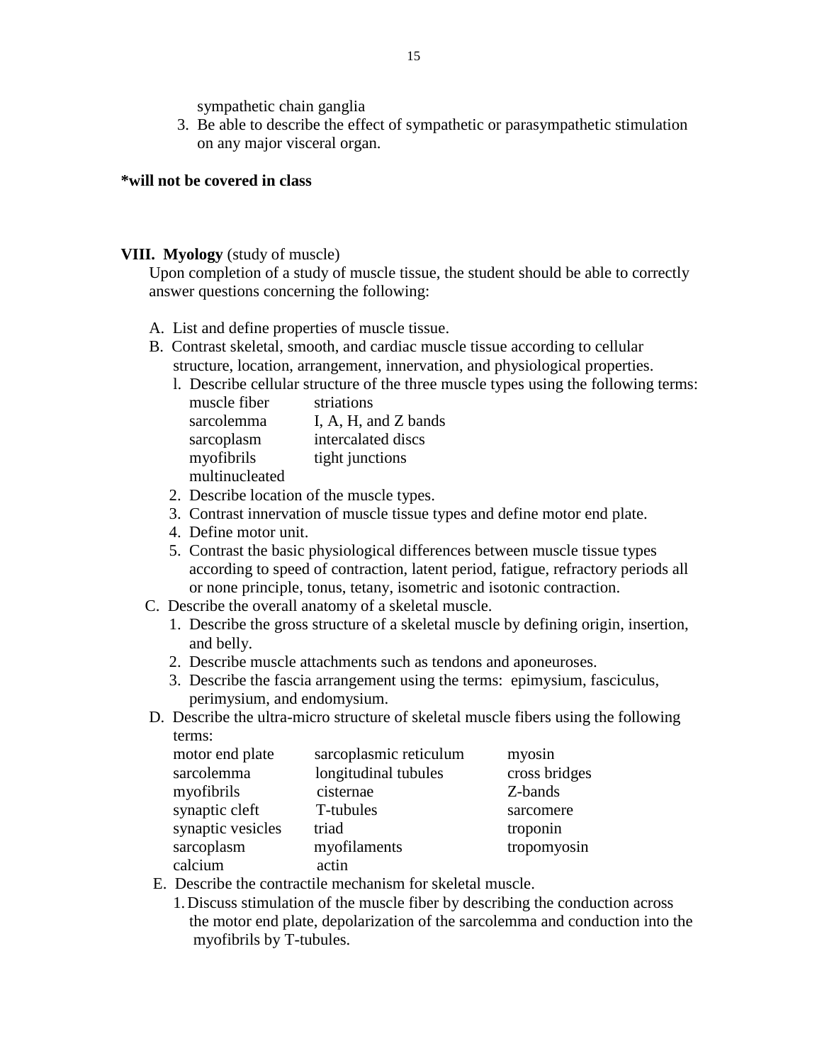sympathetic chain ganglia

3. Be able to describe the effect of sympathetic or parasympathetic stimulation on any major visceral organ.

**\*will not be covered in class**

**VIII. Myology** (study of muscle)

Upon completion of a study of muscle tissue, the student should be able to correctly answer questions concerning the following:

A. List and define properties of muscle tissue.

B. Contrast skeletal, smooth, and cardiac muscle tissue according to cellular structure, location, arrangement, innervation, and physiological properties.

l. Describe cellular structure of the three muscle types using the following terms:

| | |
|---|---|
| muscle fiber | striations |
| sarcolemma | I, A, H, and Z bands |
| sarcoplasm | intercalated discs |
| myofibrils | tight junctions |
| multinucleated | |

2. Describe location of the muscle types.
3. Contrast innervation of muscle tissue types and define motor end plate.
4. Define motor unit.
5. Contrast the basic physiological differences between muscle tissue types according to speed of contraction, latent period, fatigue, refractory periods all or none principle, tonus, tetany, isometric and isotonic contraction.

C. Describe the overall anatomy of a skeletal muscle.

1. Describe the gross structure of a skeletal muscle by defining origin, insertion, and belly.
2. Describe muscle attachments such as tendons and aponeuroses.
3. Describe the fascia arrangement using the terms: epimysium, fasciculus, perimysium, and endomysium.

D. Describe the ultra-micro structure of skeletal muscle fibers using the following terms:

| | | |
|---|---|---|
| motor end plate | sarcoplasmic reticulum | myosin |
| sarcolemma | longitudinal tubules | cross bridges |
| myofibrils | cisternae | Z-bands |
| synaptic cleft | T-tubules | sarcomere |
| synaptic vesicles | triad | troponin |
| sarcoplasm | myofilaments | tropomyosin |
| calcium | actin | |

E. Describe the contractile mechanism for skeletal muscle.

1. Discuss stimulation of the muscle fiber by describing the conduction across the motor end plate, depolarization of the sarcolemma and conduction into the myofibrils by T-tubules.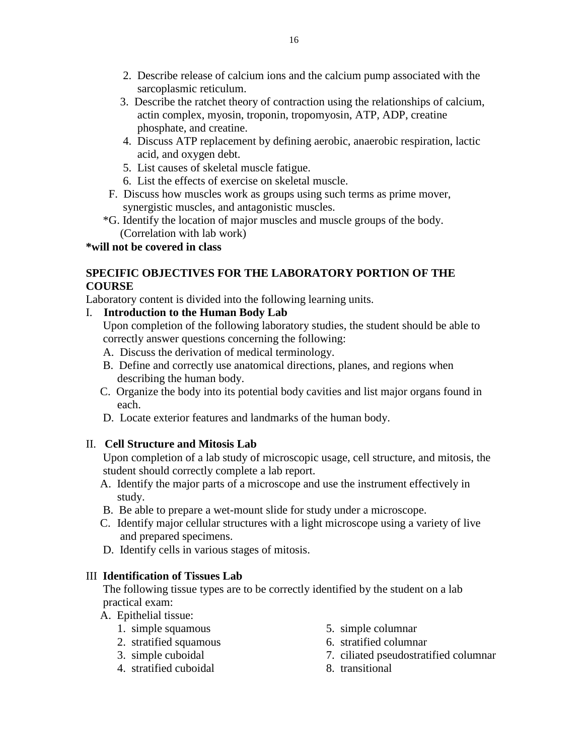2. Describe release of calcium ions and the calcium pump associated with the sarcoplasmic reticulum.
3. Describe the ratchet theory of contraction using the relationships of calcium, actin complex, myosin, troponin, tropomyosin, ATP, ADP, creatine phosphate, and creatine.
4. Discuss ATP replacement by defining aerobic, anaerobic respiration, lactic acid, and oxygen debt.
5. List causes of skeletal muscle fatigue.
6. List the effects of exercise on skeletal muscle.

F. Discuss how muscles work as groups using such terms as prime mover, synergistic muscles, and antagonistic muscles.

*G. Identify the location of major muscles and muscle groups of the body. (Correlation with lab work)

**\*will not be covered in class**

## SPECIFIC OBJECTIVES FOR THE LABORATORY PORTION OF THE COURSE

Laboratory content is divided into the following learning units.

### I. Introduction to the Human Body Lab

Upon completion of the following laboratory studies, the student should be able to correctly answer questions concerning the following:

A. Discuss the derivation of medical terminology.

B. Define and correctly use anatomical directions, planes, and regions when describing the human body.

C. Organize the body into its potential body cavities and list major organs found in each.

D. Locate exterior features and landmarks of the human body.

### II. Cell Structure and Mitosis Lab

Upon completion of a lab study of microscopic usage, cell structure, and mitosis, the student should correctly complete a lab report.

A. Identify the major parts of a microscope and use the instrument effectively in study.

B. Be able to prepare a wet-mount slide for study under a microscope.

C. Identify major cellular structures with a light microscope using a variety of live and prepared specimens.

D. Identify cells in various stages of mitosis.

### III Identification of Tissues Lab

The following tissue types are to be correctly identified by the student on a lab practical exam:

A. Epithelial tissue:

1. simple squamous
2. stratified squamous
3. simple cuboidal
4. stratified cuboidal
5. simple columnar
6. stratified columnar
7. ciliated pseudostratified columnar
8. transitional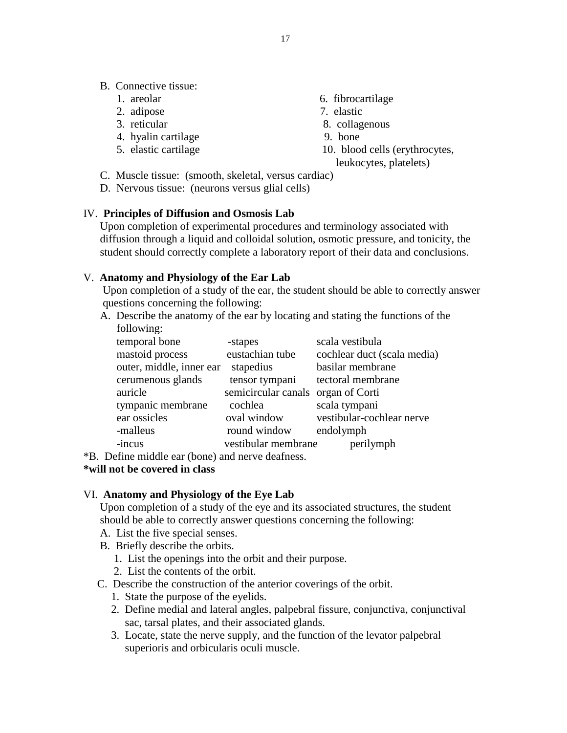B. Connective tissue:

1. areolar
2. adipose
3. reticular
4. hyalin cartilage
5. elastic cartilage
6. fibrocartilage
7. elastic
8. collagenous
9. bone
10. blood cells (erythrocytes, leukocytes, platelets)

C. Muscle tissue: (smooth, skeletal, versus cardiac)

D. Nervous tissue: (neurons versus glial cells)

IV. **Principles of Diffusion and Osmosis Lab**

Upon completion of experimental procedures and terminology associated with diffusion through a liquid and colloidal solution, osmotic pressure, and tonicity, the student should correctly complete a laboratory report of their data and conclusions.

V. **Anatomy and Physiology of the Ear Lab**

Upon completion of a study of the ear, the student should be able to correctly answer questions concerning the following:

A. Describe the anatomy of the ear by locating and stating the functions of the following:

| | | |
|---|---|---|
| temporal bone | -stapes | scala vestibula |
| mastoid process | eustachian tube | cochlear duct (scala media) |
| outer, middle, inner ear | stapedius | basilar membrane |
| cerumenous glands | tensor tympani | tectoral membrane |
| auricle | semicircular canals | organ of Corti |
| tympanic membrane | cochlea | scala tympani |
| ear ossicles | oval window | vestibular-cochlear nerve |
| -malleus | round window | endolymph |
| -incus | vestibular membrane | perilymph |

*B. Define middle ear (bone) and nerve deafness.

**\*will not be covered in class**

VI. **Anatomy and Physiology of the Eye Lab**

Upon completion of a study of the eye and its associated structures, the student should be able to correctly answer questions concerning the following:

A. List the five special senses.

B. Briefly describe the orbits.

1. List the openings into the orbit and their purpose.
2. List the contents of the orbit.

C. Describe the construction of the anterior coverings of the orbit.

1. State the purpose of the eyelids.
2. Define medial and lateral angles, palpebral fissure, conjunctiva, conjunctival sac, tarsal plates, and their associated glands.
3. Locate, state the nerve supply, and the function of the levator palpebral superioris and orbicularis oculi muscle.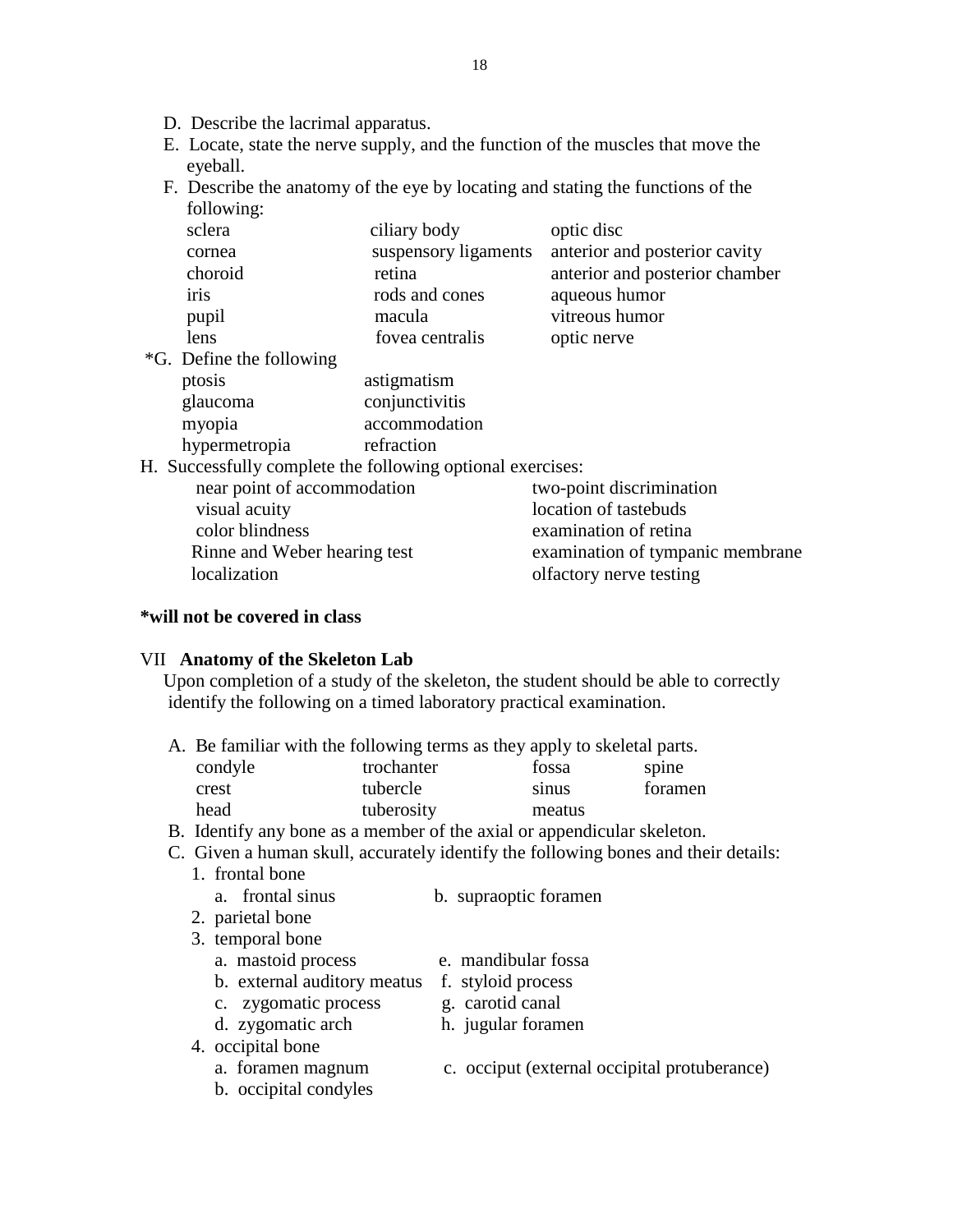D. Describe the lacrimal apparatus.

E. Locate, state the nerve supply, and the function of the muscles that move the eyeball.

F. Describe the anatomy of the eye by locating and stating the functions of the following:

| | | |
|---|---|---|
| sclera | ciliary body | optic disc |
| cornea | suspensory ligaments | anterior and posterior cavity |
| choroid | retina | anterior and posterior chamber |
| iris | rods and cones | aqueous humor |
| pupil | macula | vitreous humor |
| lens | fovea centralis | optic nerve |

*G. Define the following

| | |
|---|---|
| ptosis | astigmatism |
| glaucoma | conjunctivitis |
| myopia | accommodation |
| hypermetropia | refraction |

H. Successfully complete the following optional exercises:

| | |
|---|---|
| near point of accommodation | two-point discrimination |
| visual acuity | location of tastebuds |
| color blindness | examination of retina |
| Rinne and Weber hearing test | examination of tympanic membrane |
| localization | olfactory nerve testing |

**\*will not be covered in class**

## VII **Anatomy of the Skeleton Lab**

Upon completion of a study of the skeleton, the student should be able to correctly identify the following on a timed laboratory practical examination.

A. Be familiar with the following terms as they apply to skeletal parts.

| | | | |
|---|---|---|---|
| condyle | trochanter | fossa | spine |
| crest | tubercle | sinus | foramen |
| head | tuberosity | meatus | |

B. Identify any bone as a member of the axial or appendicular skeleton.

C. Given a human skull, accurately identify the following bones and their details:

1. frontal bone
   - a. frontal sinus
   - b. supraoptic foramen
2. parietal bone
3. temporal bone
   - a. mastoid process
   - b. external auditory meatus
   - c. zygomatic process
   - d. zygomatic arch
   - e. mandibular fossa
   - f. styloid process
   - g. carotid canal
   - h. jugular foramen
4. occipital bone
   - a. foramen magnum
   - b. occipital condyles
   - c. occiput (external occipital protuberance)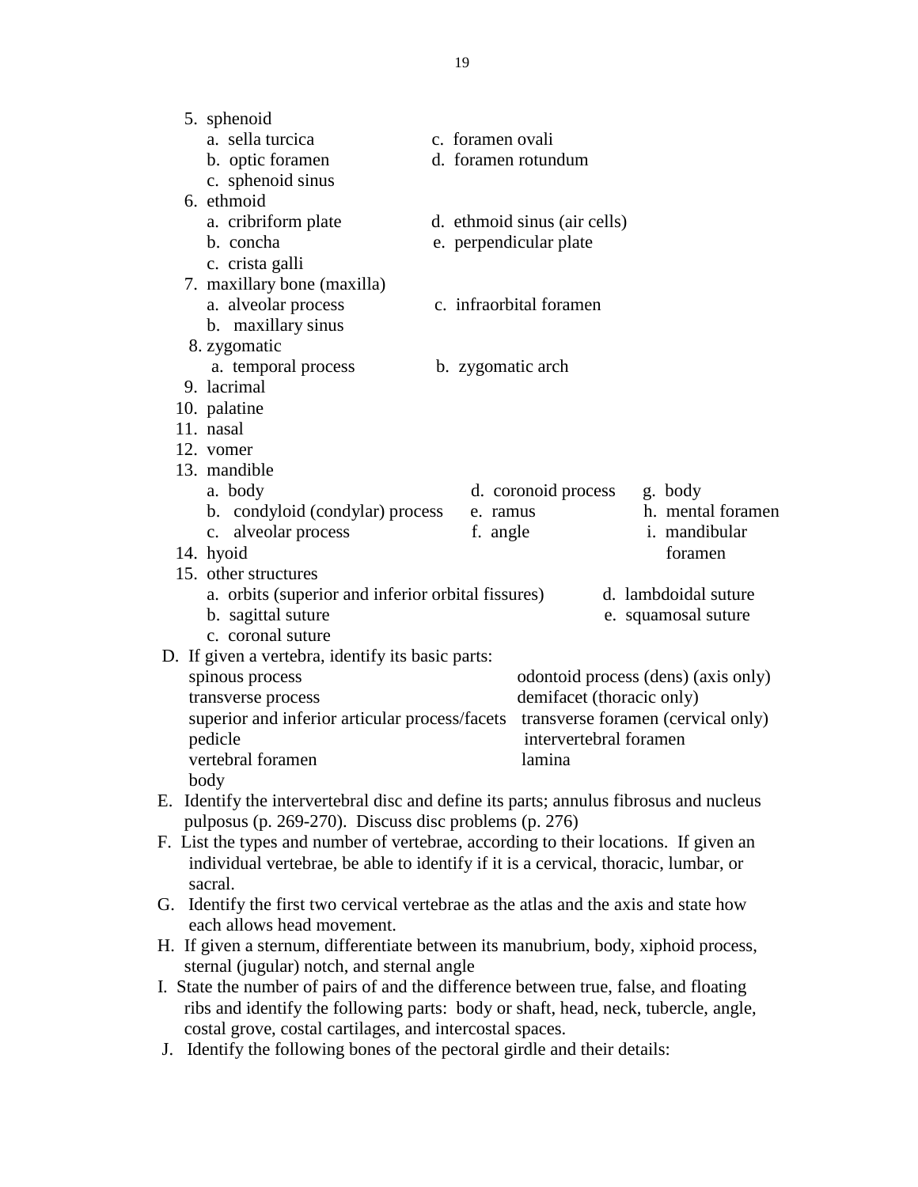5. sphenoid
    a. sella turcica
    b. optic foramen
    c. sphenoid sinus
    c. foramen ovali
    d. foramen rotundum
6. ethmoid
    a. cribriform plate
    b. concha
    c. crista galli
    d. ethmoid sinus (air cells)
    e. perpendicular plate
7. maxillary bone (maxilla)
    a. alveolar process
    b. maxillary sinus
    c. infraorbital foramen
8. zygomatic
    a. temporal process
    b. zygomatic arch
9. lacrimal
10. palatine
11. nasal
12. vomer
13. mandible
    a. body
    b. condyloid (condylar) process
    c. alveolar process
    d. coronoid process
    e. ramus
    f. angle
    g. body
    h. mental foramen
    i. mandibular foramen
14. hyoid
15. other structures
    a. orbits (superior and inferior orbital fissures)
    b. sagittal suture
    c. coronal suture
    d. lambdoidal suture
    e. squamosal suture

D. If given a vertebra, identify its basic parts:
    - spinous process
    - transverse process
    - superior and inferior articular process/facets
    - pedicle
    - vertebral foramen
    - body
    - odontoid process (dens) (axis only)
    - demifacet (thoracic only)
    - transverse foramen (cervical only)
    - intervertebral foramen
    - lamina

E. Identify the intervertebral disc and define its parts; annulus fibrosus and nucleus pulposus (p. 269-270). Discuss disc problems (p. 276)

F. List the types and number of vertebrae, according to their locations. If given an individual vertebrae, be able to identify if it is a cervical, thoracic, lumbar, or sacral.

G. Identify the first two cervical vertebrae as the atlas and the axis and state how each allows head movement.

H. If given a sternum, differentiate between its manubrium, body, xiphoid process, sternal (jugular) notch, and sternal angle

I. State the number of pairs of and the difference between true, false, and floating ribs and identify the following parts: body or shaft, head, neck, tubercle, angle, costal grove, costal cartilages, and intercostal spaces.

J. Identify the following bones of the pectoral girdle and their details: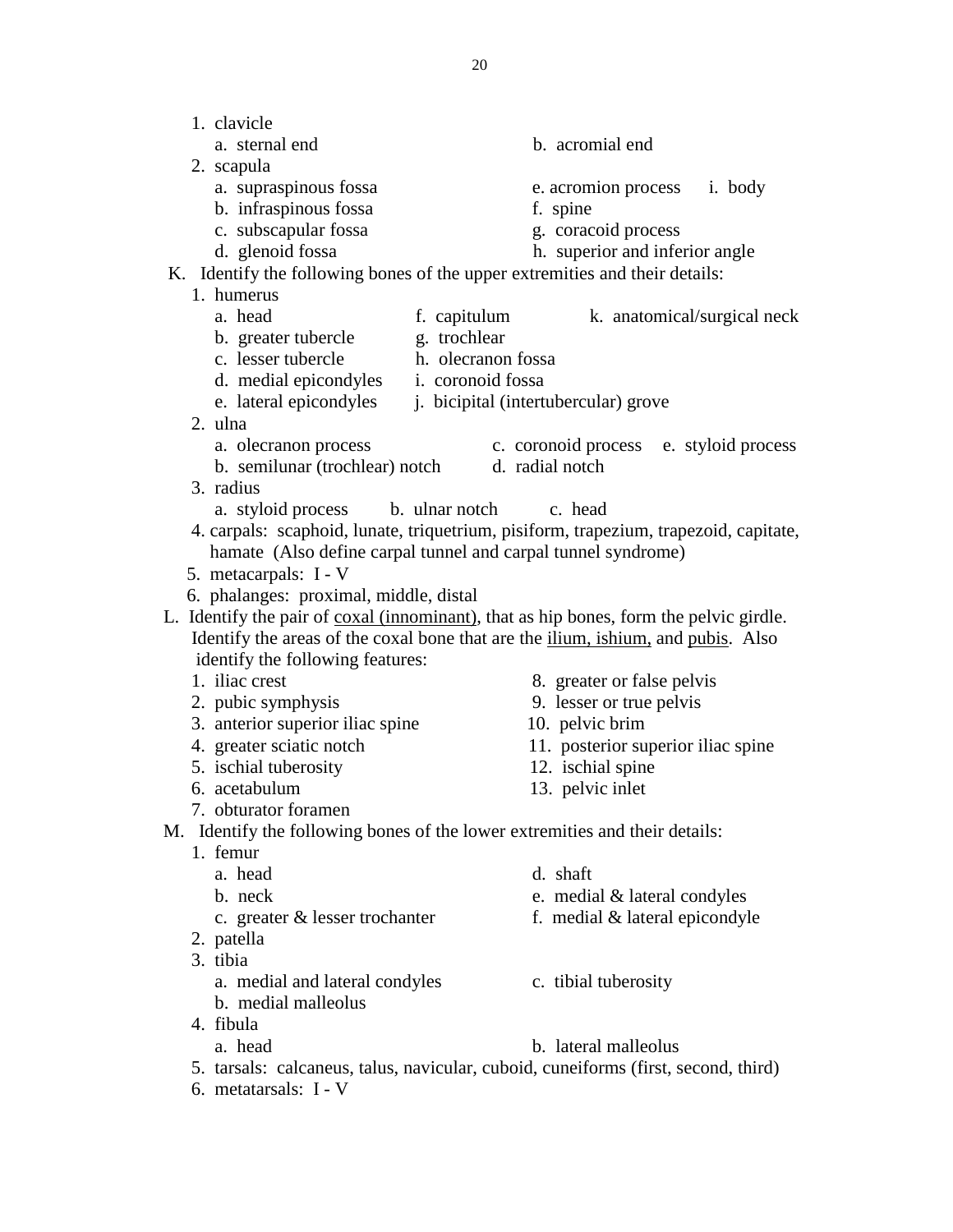1. clavicle
   a. sternal end
   b. acromial end
2. scapula
   a. supraspinous fossa
   b. infraspinous fossa
   c. subscapular fossa
   d. glenoid fossa
   e. acromion process
   f. spine
   g. coracoid process
   h. superior and inferior angle
   i. body

K. Identify the following bones of the upper extremities and their details:

1. humerus
   a. head
   b. greater tubercle
   c. lesser tubercle
   d. medial epicondyles
   e. lateral epicondyles
   f. capitulum
   g. trochlear
   h. olecranon fossa
   i. coronoid fossa
   j. bicipital (intertubercular) grove
   k. anatomical/surgical neck
2. ulna
   a. olecranon process
   b. semilunar (trochlear) notch
   c. coronoid process
   d. radial notch
   e. styloid process
3. radius
   a. styloid process
   b. ulnar notch
   c. head
4. carpals: scaphoid, lunate, triquetrium, pisiform, trapezium, trapezoid, capitate, hamate (Also define carpal tunnel and carpal tunnel syndrome)
5. metacarpals: I - V
6. phalanges: proximal, middle, distal

L. Identify the pair of <u>coxal (innominant)</u>, that as hip bones, form the pelvic girdle. Identify the areas of the coxal bone that are the <u>ilium, ishium,</u> and <u>pubis</u>. Also identify the following features:

1. iliac crest
2. pubic symphysis
3. anterior superior iliac spine
4. greater sciatic notch
5. ischial tuberosity
6. acetabulum
7. obturator foramen
8. greater or false pelvis
9. lesser or true pelvis
10. pelvic brim
11. posterior superior iliac spine
12. ischial spine
13. pelvic inlet

M. Identify the following bones of the lower extremities and their details:

1. femur
   a. head
   b. neck
   c. greater & lesser trochanter
   d. shaft
   e. medial & lateral condyles
   f. medial & lateral epicondyle
2. patella
3. tibia
   a. medial and lateral condyles
   b. medial malleolus
   c. tibial tuberosity
4. fibula
   a. head
   b. lateral malleolus
5. tarsals: calcaneus, talus, navicular, cuboid, cuneiforms (first, second, third)
6. metatarsals: I - V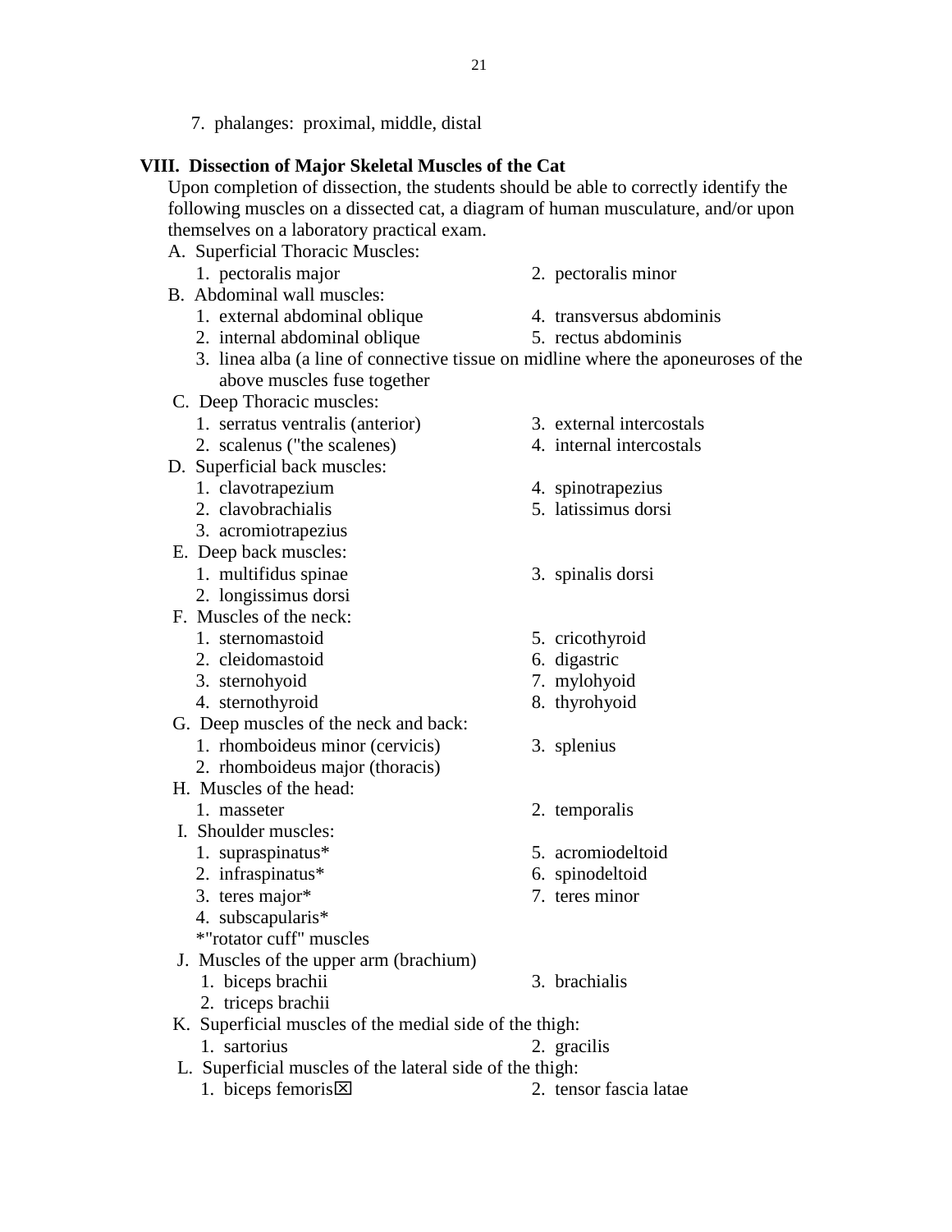7. phalanges: proximal, middle, distal

## VIII. Dissection of Major Skeletal Muscles of the Cat

Upon completion of dissection, the students should be able to correctly identify the following muscles on a dissected cat, a diagram of human musculature, and/or upon themselves on a laboratory practical exam.

A. Superficial Thoracic Muscles:
1. pectoralis major
2. pectoralis minor

B. Abdominal wall muscles:
1. external abdominal oblique
2. internal abdominal oblique
3. linea alba (a line of connective tissue on midline where the aponeuroses of the above muscles fuse together
4. transversus abdominis
5. rectus abdominis

C. Deep Thoracic muscles:
1. serratus ventralis (anterior)
2. scalenus ("the scalenes)
3. external intercostals
4. internal intercostals

D. Superficial back muscles:
1. clavotrapezium
2. clavobrachialis
3. acromiotrapezius
4. spinotrapezius
5. latissimus dorsi

E. Deep back muscles:
1. multifidus spinae
2. longissimus dorsi
3. spinalis dorsi

F. Muscles of the neck:
1. sternomastoid
2. cleidomastoid
3. sternohyoid
4. sternothyroid
5. cricothyroid
6. digastric
7. mylohyoid
8. thyrohyoid

G. Deep muscles of the neck and back:
1. rhomboideus minor (cervicis)
2. rhomboideus major (thoracis)
3. splenius

H. Muscles of the head:
1. masseter
2. temporalis

I. Shoulder muscles:
1. supraspinatus*
2. infraspinatus*
3. teres major*
4. subscapularis*
5. acromiodeltoid
6. spinodeltoid
7. teres minor

*"rotator cuff" muscles

J. Muscles of the upper arm (brachium)
1. biceps brachii
2. triceps brachii
3. brachialis

K. Superficial muscles of the medial side of the thigh:
1. sartorius
2. gracilis

L. Superficial muscles of the lateral side of the thigh:
1. biceps femoris☒
2. tensor fascia latae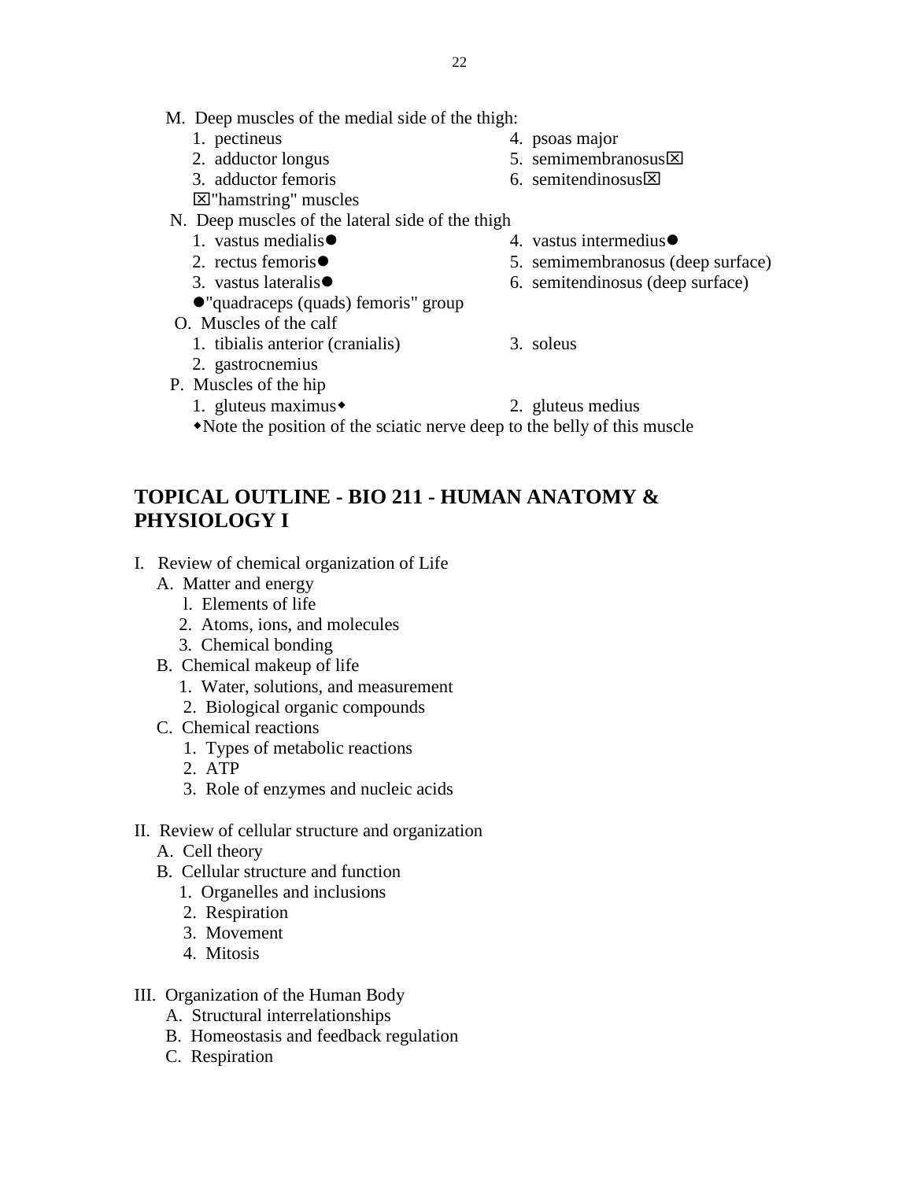M. Deep muscles of the medial side of the thigh:

1. pectineus
2. adductor longus
3. adductor femoris
4. psoas major
5. semimembranosus⊠
6. semitendinosus⊠

⊠"hamstring" muscles

N. Deep muscles of the lateral side of the thigh

1. vastus medialis●
2. rectus femoris●
3. vastus lateralis●
4. vastus intermedius●
5. semimembranosus (deep surface)
6. semitendinosus (deep surface)

●"quadraceps (quads) femoris" group

O. Muscles of the calf

1. tibialis anterior (cranialis)
2. gastrocnemius
3. soleus

P. Muscles of the hip

1. gluteus maximus◆
2. gluteus medius

◆Note the position of the sciatic nerve deep to the belly of this muscle

# TOPICAL OUTLINE - BIO 211 - HUMAN ANATOMY & PHYSIOLOGY I

I. Review of chemical organization of Life

A. Matter and energy

1. Elements of life
2. Atoms, ions, and molecules
3. Chemical bonding

B. Chemical makeup of life

1. Water, solutions, and measurement
2. Biological organic compounds

C. Chemical reactions

1. Types of metabolic reactions
2. ATP
3. Role of enzymes and nucleic acids

II. Review of cellular structure and organization

A. Cell theory

B. Cellular structure and function

1. Organelles and inclusions
2. Respiration
3. Movement
4. Mitosis

III. Organization of the Human Body

A. Structural interrelationships

B. Homeostasis and feedback regulation

C. Respiration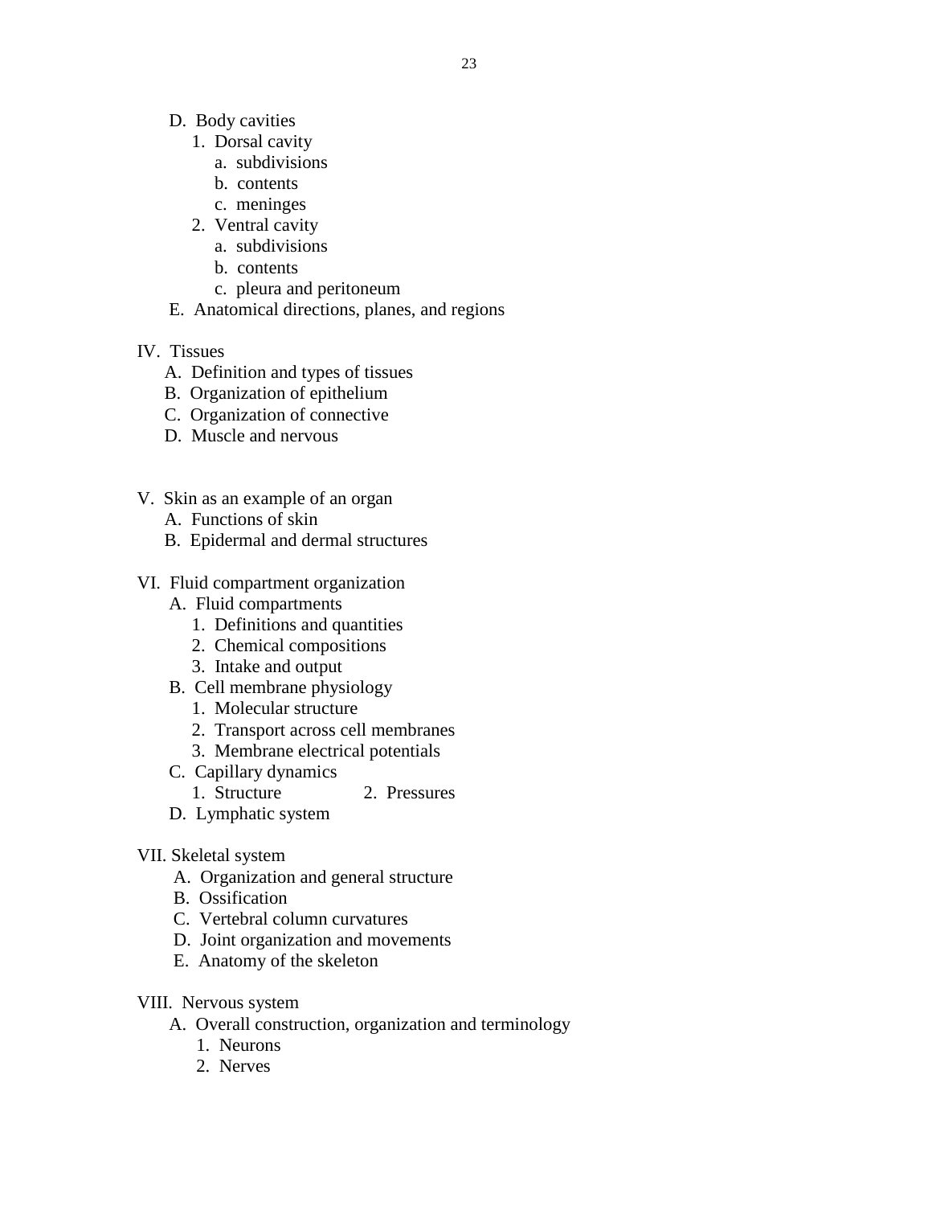D. Body cavities
   1. Dorsal cavity
      a. subdivisions
      b. contents
      c. meninges
   2. Ventral cavity
      a. subdivisions
      b. contents
      c. pleura and peritoneum
E. Anatomical directions, planes, and regions

IV. Tissues
   A. Definition and types of tissues
   B. Organization of epithelium
   C. Organization of connective
   D. Muscle and nervous

V. Skin as an example of an organ
   A. Functions of skin
   B. Epidermal and dermal structures

VI. Fluid compartment organization
   A. Fluid compartments
      1. Definitions and quantities
      2. Chemical compositions
      3. Intake and output
   B. Cell membrane physiology
      1. Molecular structure
      2. Transport across cell membranes
      3. Membrane electrical potentials
   C. Capillary dynamics
      1. Structure        2. Pressures
   D. Lymphatic system

VII. Skeletal system
   A. Organization and general structure
   B. Ossification
   C. Vertebral column curvatures
   D. Joint organization and movements
   E. Anatomy of the skeleton

VIII. Nervous system
   A. Overall construction, organization and terminology
      1. Neurons
      2. Nerves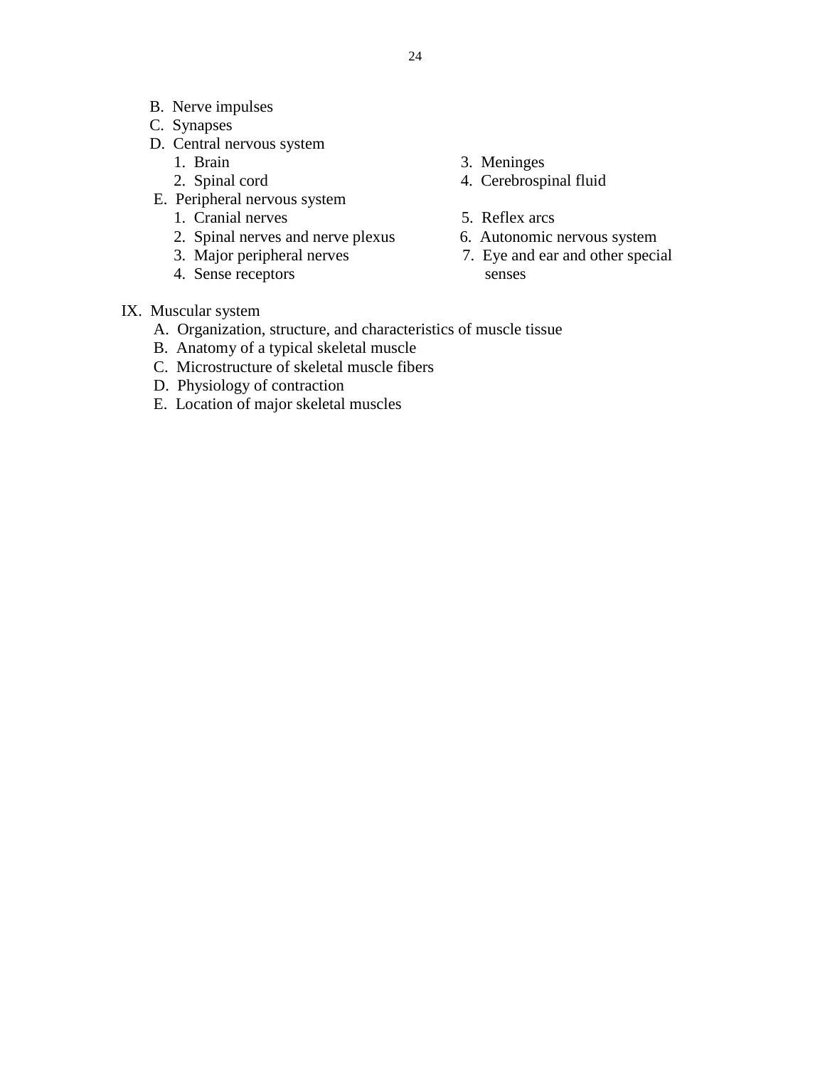B. Nerve impulses
C. Synapses
D. Central nervous system
    1. Brain
    2. Spinal cord
    3. Meninges
    4. Cerebrospinal fluid
E. Peripheral nervous system
    1. Cranial nerves
    2. Spinal nerves and nerve plexus
    3. Major peripheral nerves
    4. Sense receptors
    5. Reflex arcs
    6. Autonomic nervous system
    7. Eye and ear and other special senses

IX. Muscular system
    A. Organization, structure, and characteristics of muscle tissue
    B. Anatomy of a typical skeletal muscle
    C. Microstructure of skeletal muscle fibers
    D. Physiology of contraction
    E. Location of major skeletal muscles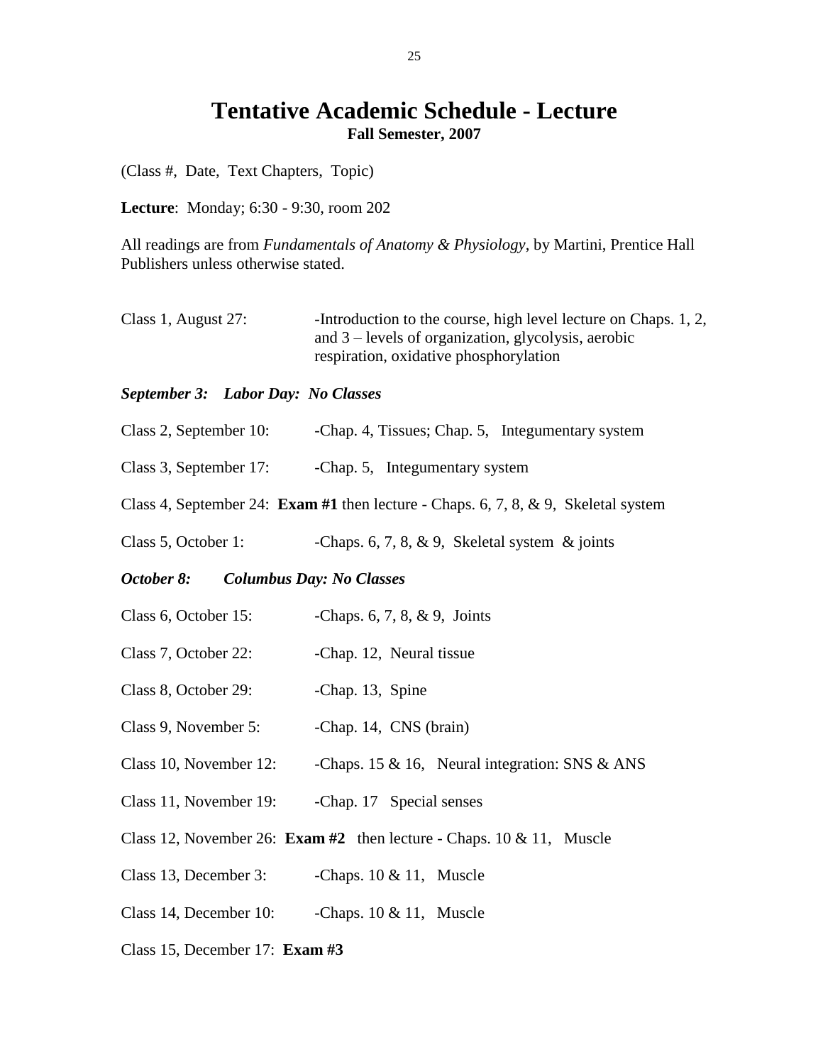# Tentative Academic Schedule - Lecture

**Fall Semester, 2007**

(Class #, Date, Text Chapters, Topic)

**Lecture**: Monday; 6:30 - 9:30, room 202

All readings are from *Fundamentals of Anatomy & Physiology*, by Martini, Prentice Hall Publishers unless otherwise stated.

Class 1, August 27: -Introduction to the course, high level lecture on Chaps. 1, 2, and 3 – levels of organization, glycolysis, aerobic respiration, oxidative phosphorylation

***September 3: Labor Day: No Classes***

Class 2, September 10: -Chap. 4, Tissues; Chap. 5, Integumentary system

Class 3, September 17: -Chap. 5, Integumentary system

Class 4, September 24: **Exam #1** then lecture - Chaps. 6, 7, 8, & 9, Skeletal system

Class 5, October 1: -Chaps. 6, 7, 8, & 9, Skeletal system & joints

***October 8: Columbus Day: No Classes***

Class 6, October 15: -Chaps. 6, 7, 8, & 9, Joints

Class 7, October 22: -Chap. 12, Neural tissue

Class 8, October 29: -Chap. 13, Spine

Class 9, November 5: -Chap. 14, CNS (brain)

Class 10, November 12: -Chaps. 15 & 16, Neural integration: SNS & ANS

Class 11, November 19: -Chap. 17 Special senses

Class 12, November 26: **Exam #2** then lecture - Chaps. 10 & 11, Muscle

Class 13, December 3: -Chaps. 10 & 11, Muscle

Class 14, December 10: -Chaps. 10 & 11, Muscle

Class 15, December 17: **Exam #3**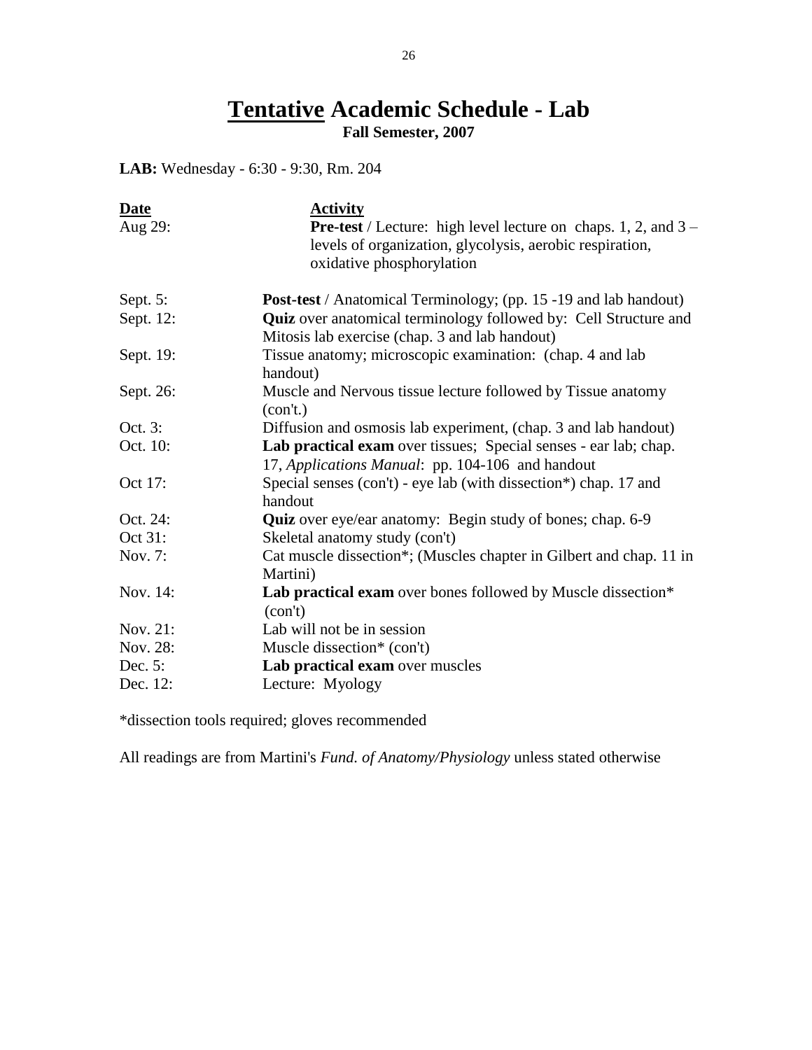# <u>Tentative</u> Academic Schedule - Lab

**Fall Semester, 2007**

**LAB:** Wednesday - 6:30 - 9:30, Rm. 204

| <u>**Date**</u> | <u>**Activity**</u> |
|---|---|
| Aug 29: | **Pre-test** / Lecture: high level lecture on chaps. 1, 2, and 3 – levels of organization, glycolysis, aerobic respiration, oxidative phosphorylation |
| Sept. 5: | **Post-test** / Anatomical Terminology; (pp. 15 -19 and lab handout) |
| Sept. 12: | **Quiz** over anatomical terminology followed by: Cell Structure and Mitosis lab exercise (chap. 3 and lab handout) |
| Sept. 19: | Tissue anatomy; microscopic examination: (chap. 4 and lab handout) |
| Sept. 26: | Muscle and Nervous tissue lecture followed by Tissue anatomy (con't.) |
| Oct. 3: | Diffusion and osmosis lab experiment, (chap. 3 and lab handout) |
| Oct. 10: | **Lab practical exam** over tissues; Special senses - ear lab; chap. 17, *Applications Manual*: pp. 104-106 and handout |
| Oct 17: | Special senses (con't) - eye lab (with dissection*) chap. 17 and handout |
| Oct. 24: | **Quiz** over eye/ear anatomy: Begin study of bones; chap. 6-9 |
| Oct 31: | Skeletal anatomy study (con't) |
| Nov. 7: | Cat muscle dissection*; (Muscles chapter in Gilbert and chap. 11 in Martini) |
| Nov. 14: | **Lab practical exam** over bones followed by Muscle dissection* (con't) |
| Nov. 21: | Lab will not be in session |
| Nov. 28: | Muscle dissection* (con't) |
| Dec. 5: | **Lab practical exam** over muscles |
| Dec. 12: | Lecture: Myology |

*dissection tools required; gloves recommended

All readings are from Martini's *Fund. of Anatomy/Physiology* unless stated otherwise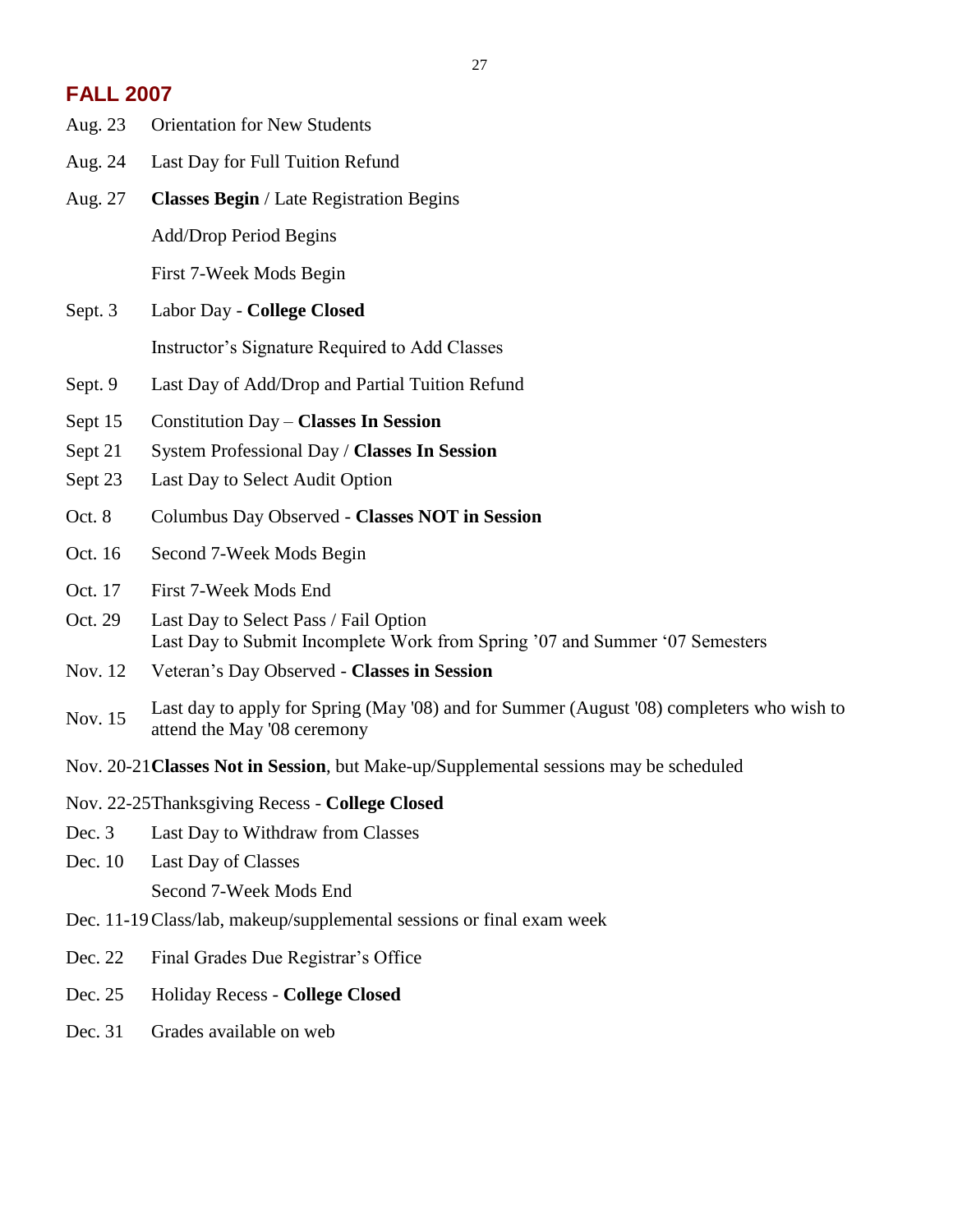## FALL 2007

| | |
|---|---|
| Aug. 23 | Orientation for New Students |
| Aug. 24 | Last Day for Full Tuition Refund |
| Aug. 27 | **Classes Begin** / Late Registration Begins |
| | Add/Drop Period Begins |
| | First 7-Week Mods Begin |
| Sept. 3 | Labor Day - **College Closed** |
| | Instructor's Signature Required to Add Classes |
| Sept. 9 | Last Day of Add/Drop and Partial Tuition Refund |
| Sept 15 | Constitution Day – **Classes In Session** |
| Sept 21 | System Professional Day / **Classes In Session** |
| Sept 23 | Last Day to Select Audit Option |
| Oct. 8 | Columbus Day Observed - **Classes NOT in Session** |
| Oct. 16 | Second 7-Week Mods Begin |
| Oct. 17 | First 7-Week Mods End |
| Oct. 29 | Last Day to Select Pass / Fail Option<br>Last Day to Submit Incomplete Work from Spring '07 and Summer '07 Semesters |
| Nov. 12 | Veteran's Day Observed - **Classes in Session** |
| Nov. 15 | Last day to apply for Spring (May '08) and for Summer (August '08) completers who wish to attend the May '08 ceremony |
| Nov. 20-21 | **Classes Not in Session**, but Make-up/Supplemental sessions may be scheduled |
| Nov. 22-25 | Thanksgiving Recess - **College Closed** |
| Dec. 3 | Last Day to Withdraw from Classes |
| Dec. 10 | Last Day of Classes |
| | Second 7-Week Mods End |
| Dec. 11-19 | Class/lab, makeup/supplemental sessions or final exam week |
| Dec. 22 | Final Grades Due Registrar's Office |
| Dec. 25 | Holiday Recess - **College Closed** |
| Dec. 31 | Grades available on web |